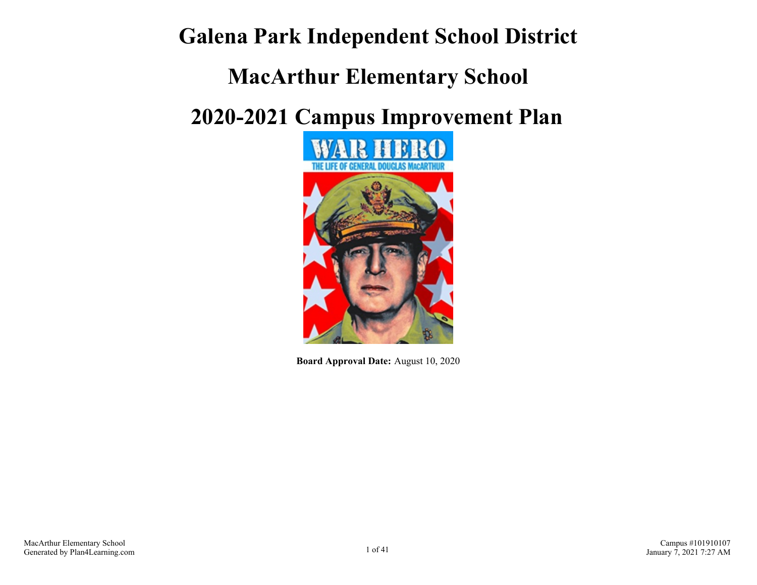# Galena Park Independent School District

# MacArthur Elementary School

# 2020-2021 Campus Improvement Plan

**Board Approval Date:** August 10, 2020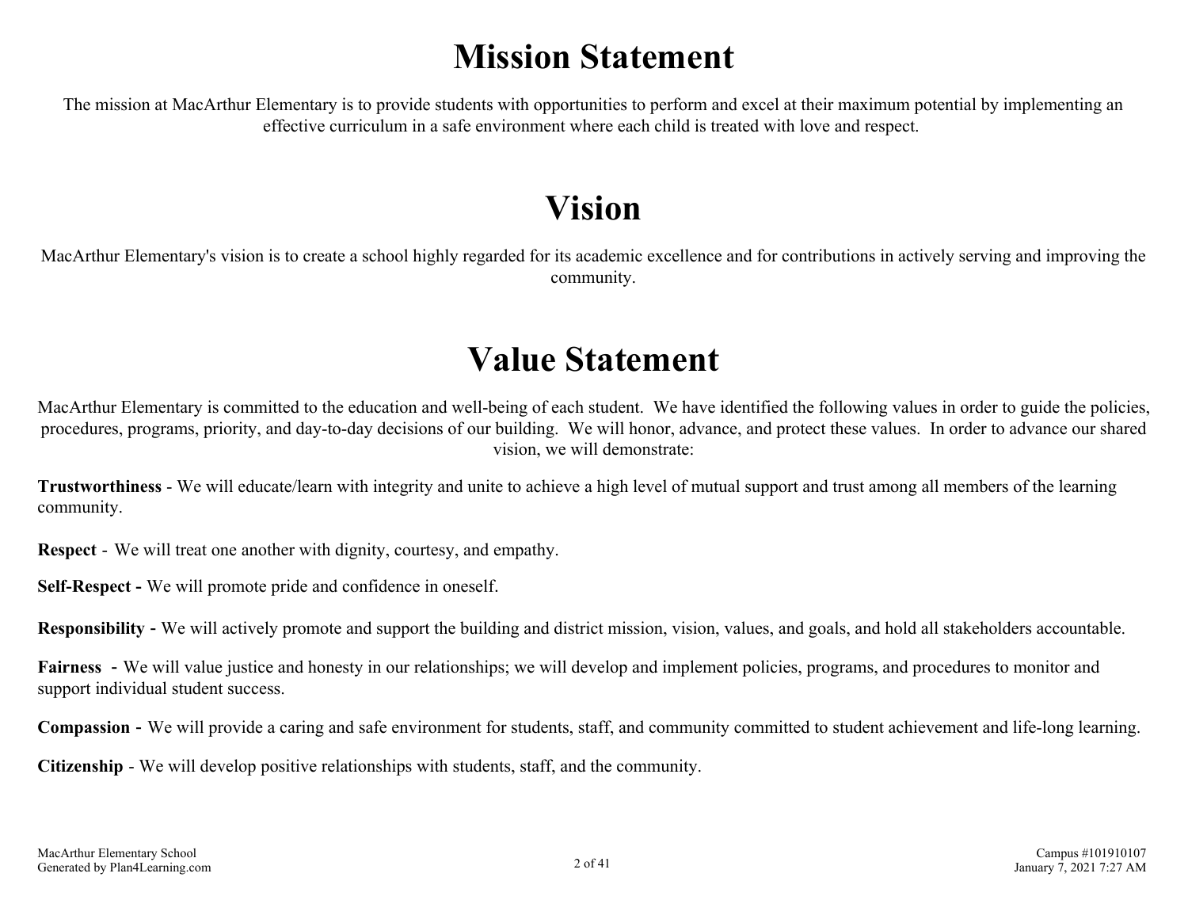# Mission Statement

The mission at MacArthur Elementary is to provide students with opportunities to perform and excel at their maximum potential by implementing an effective curriculum in a safe environment where each child is treated with love and respect.

# Vision

MacArthur Elementary's vision is to create a school highly regarded for its academic excellence and for contributions in actively serving and improving the community.

# Value Statement

MacArthur Elementary is committed to the education and well-being of each student. We have identified the following values in order to guide the policies, procedures, programs, priority, and day-to-day decisions of our building. We will honor, advance, and protect these values. In order to advance our shared vision, we will demonstrate:

**Trustworthiness** - We will educate/learn with integrity and unite to achieve a high level of mutual support and trust among all members of the learning community.

**Respect** - We will treat one another with dignity, courtesy, and empathy.

**Self-Respect -** We will promote pride and confidence in oneself.

**Responsibility** - We will actively promote and support the building and district mission, vision, values, and goals, and hold all stakeholders accountable.

**Fairness** - We will value justice and honesty in our relationships; we will develop and implement policies, programs, and procedures to monitor and support individual student success.

**Compassion** - We will provide a caring and safe environment for students, staff, and community committed to student achievement and life-long learning.

**Citizenship** - We will develop positive relationships with students, staff, and the community.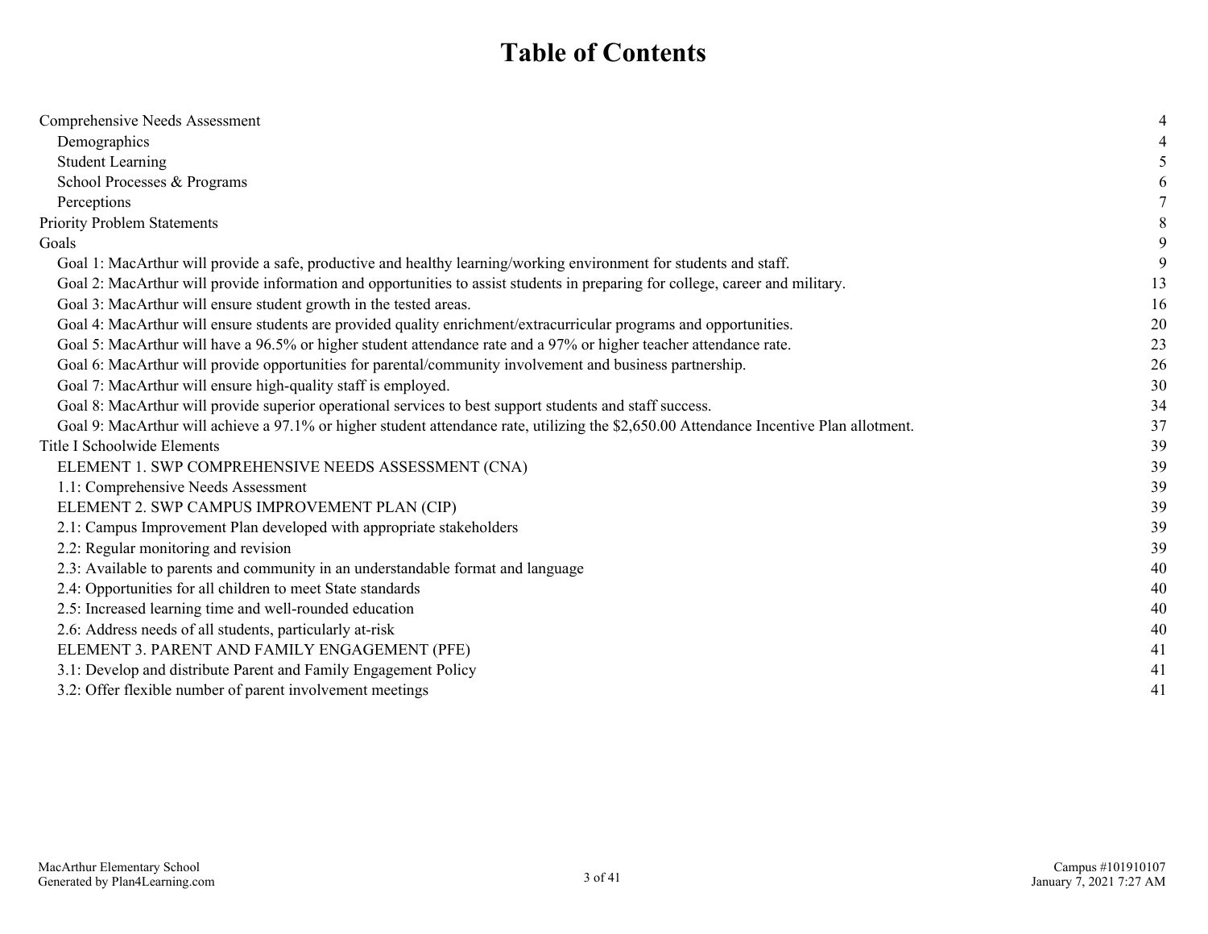# Table of Contents

| | |
|---|---|
| Comprehensive Needs Assessment | 4 |
| Demographics | 4 |
| Student Learning | 5 |
| School Processes & Programs | 6 |
| Perceptions | 7 |
| Priority Problem Statements | 8 |
| Goals | 9 |
| Goal 1: MacArthur will provide a safe, productive and healthy learning/working environment for students and staff. | 9 |
| Goal 2: MacArthur will provide information and opportunities to assist students in preparing for college, career and military. | 13 |
| Goal 3: MacArthur will ensure student growth in the tested areas. | 16 |
| Goal 4: MacArthur will ensure students are provided quality enrichment/extracurricular programs and opportunities. | 20 |
| Goal 5: MacArthur will have a 96.5% or higher student attendance rate and a 97% or higher teacher attendance rate. | 23 |
| Goal 6: MacArthur will provide opportunities for parental/community involvement and business partnership. | 26 |
| Goal 7: MacArthur will ensure high-quality staff is employed. | 30 |
| Goal 8: MacArthur will provide superior operational services to best support students and staff success. | 34 |
| Goal 9: MacArthur will achieve a 97.1% or higher student attendance rate, utilizing the $2,650.00 Attendance Incentive Plan allotment. | 37 |
| Title I Schoolwide Elements | 39 |
| ELEMENT 1. SWP COMPREHENSIVE NEEDS ASSESSMENT (CNA) | 39 |
| 1.1: Comprehensive Needs Assessment | 39 |
| ELEMENT 2. SWP CAMPUS IMPROVEMENT PLAN (CIP) | 39 |
| 2.1: Campus Improvement Plan developed with appropriate stakeholders | 39 |
| 2.2: Regular monitoring and revision | 39 |
| 2.3: Available to parents and community in an understandable format and language | 40 |
| 2.4: Opportunities for all children to meet State standards | 40 |
| 2.5: Increased learning time and well-rounded education | 40 |
| 2.6: Address needs of all students, particularly at-risk | 40 |
| ELEMENT 3. PARENT AND FAMILY ENGAGEMENT (PFE) | 41 |
| 3.1: Develop and distribute Parent and Family Engagement Policy | 41 |
| 3.2: Offer flexible number of parent involvement meetings | 41 |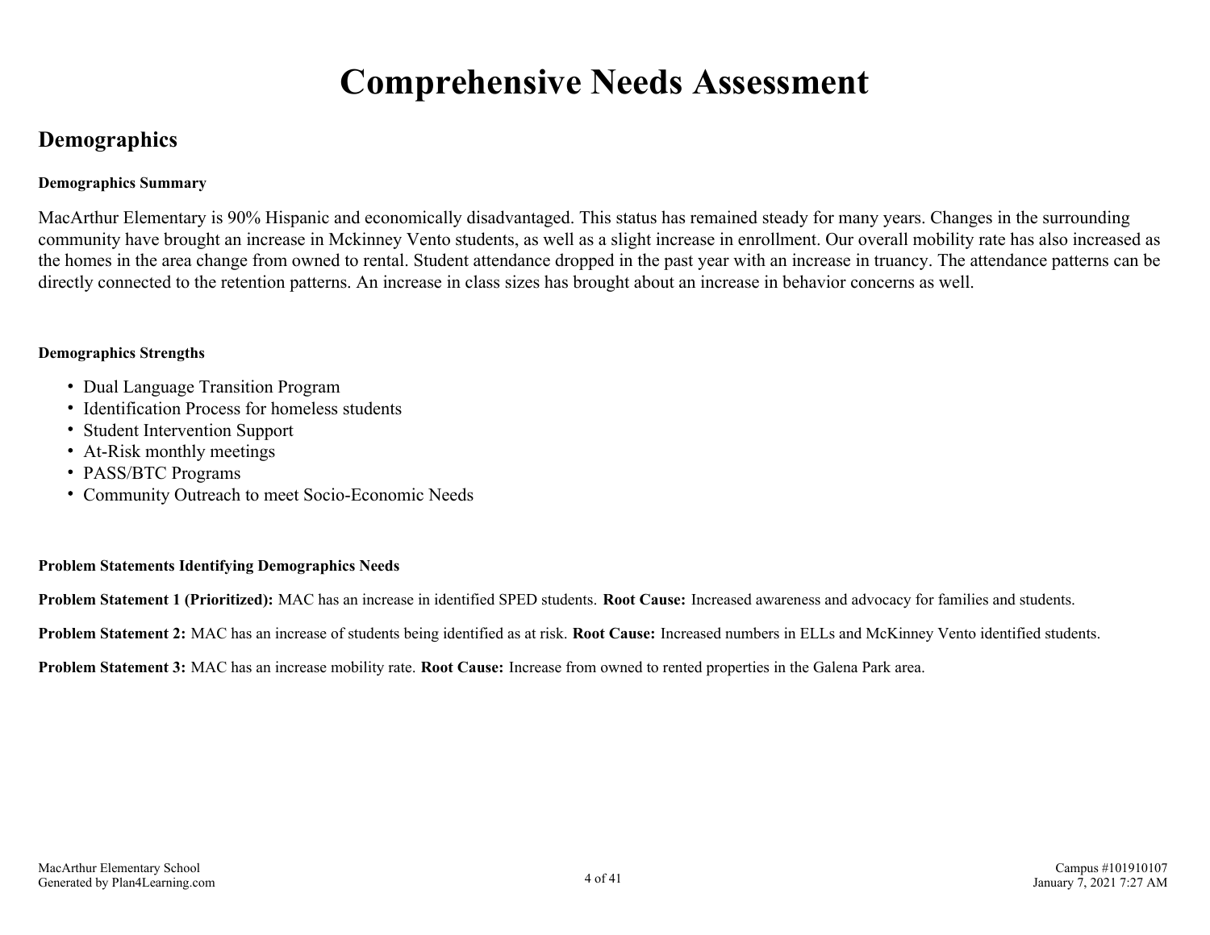# Comprehensive Needs Assessment

## Demographics

**Demographics Summary**

MacArthur Elementary is 90% Hispanic and economically disadvantaged. This status has remained steady for many years. Changes in the surrounding community have brought an increase in Mckinney Vento students, as well as a slight increase in enrollment. Our overall mobility rate has also increased as the homes in the area change from owned to rental. Student attendance dropped in the past year with an increase in truancy. The attendance patterns can be directly connected to the retention patterns. An increase in class sizes has brought about an increase in behavior concerns as well.

**Demographics Strengths**

- Dual Language Transition Program
- Identification Process for homeless students
- Student Intervention Support
- At-Risk monthly meetings
- PASS/BTC Programs
- Community Outreach to meet Socio-Economic Needs

**Problem Statements Identifying Demographics Needs**

**Problem Statement 1 (Prioritized):** MAC has an increase in identified SPED students. **Root Cause:** Increased awareness and advocacy for families and students.

**Problem Statement 2:** MAC has an increase of students being identified as at risk. **Root Cause:** Increased numbers in ELLs and McKinney Vento identified students.

**Problem Statement 3:** MAC has an increase mobility rate. **Root Cause:** Increase from owned to rented properties in the Galena Park area.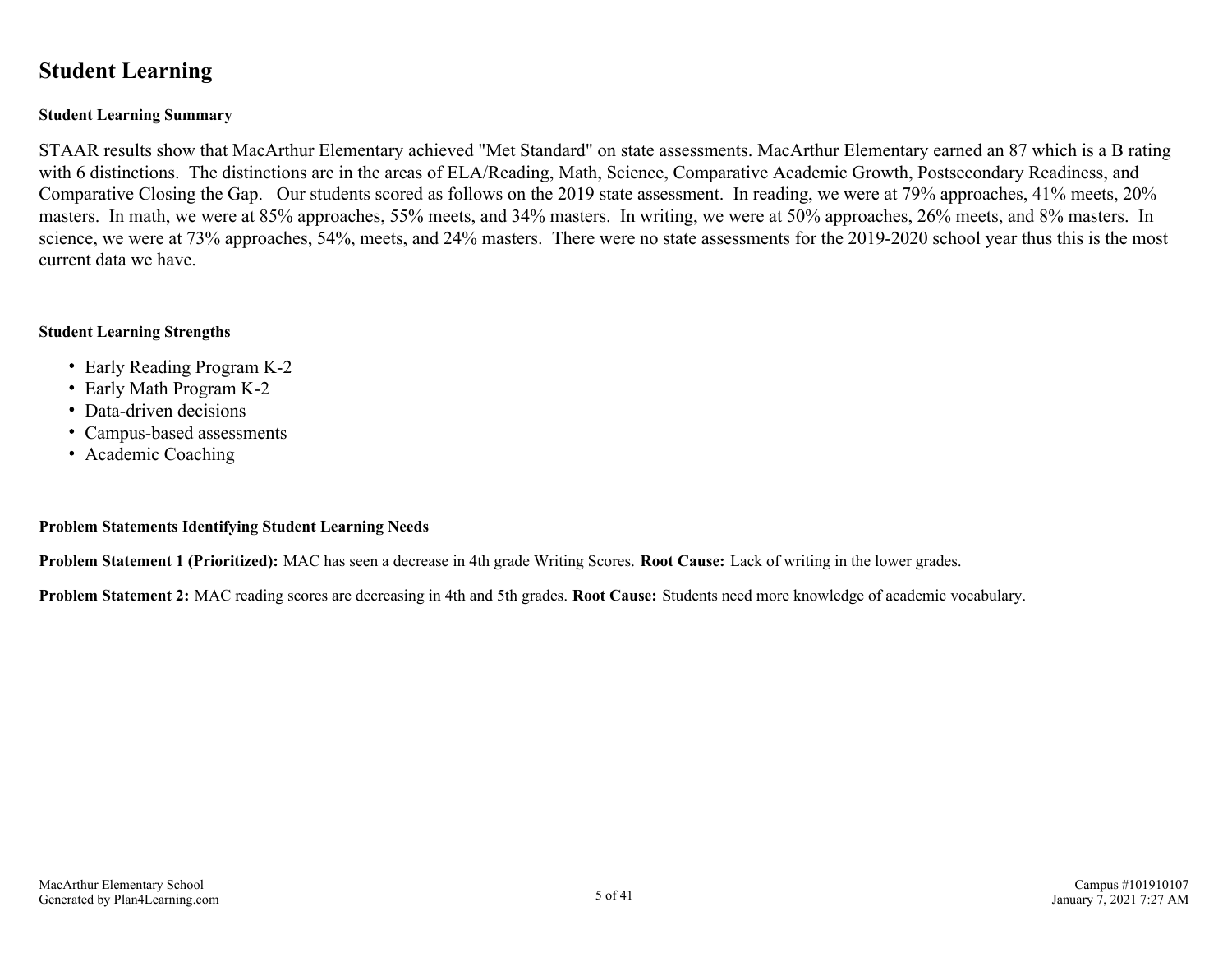# Student Learning

**Student Learning Summary**

STAAR results show that MacArthur Elementary achieved "Met Standard" on state assessments. MacArthur Elementary earned an 87 which is a B rating with 6 distinctions. The distinctions are in the areas of ELA/Reading, Math, Science, Comparative Academic Growth, Postsecondary Readiness, and Comparative Closing the Gap. Our students scored as follows on the 2019 state assessment. In reading, we were at 79% approaches, 41% meets, 20% masters. In math, we were at 85% approaches, 55% meets, and 34% masters. In writing, we were at 50% approaches, 26% meets, and 8% masters. In science, we were at 73% approaches, 54%, meets, and 24% masters. There were no state assessments for the 2019-2020 school year thus this is the most current data we have.

**Student Learning Strengths**

- Early Reading Program K-2
- Early Math Program K-2
- Data-driven decisions
- Campus-based assessments
- Academic Coaching

**Problem Statements Identifying Student Learning Needs**

**Problem Statement 1 (Prioritized):** MAC has seen a decrease in 4th grade Writing Scores. **Root Cause:** Lack of writing in the lower grades.

**Problem Statement 2:** MAC reading scores are decreasing in 4th and 5th grades. **Root Cause:** Students need more knowledge of academic vocabulary.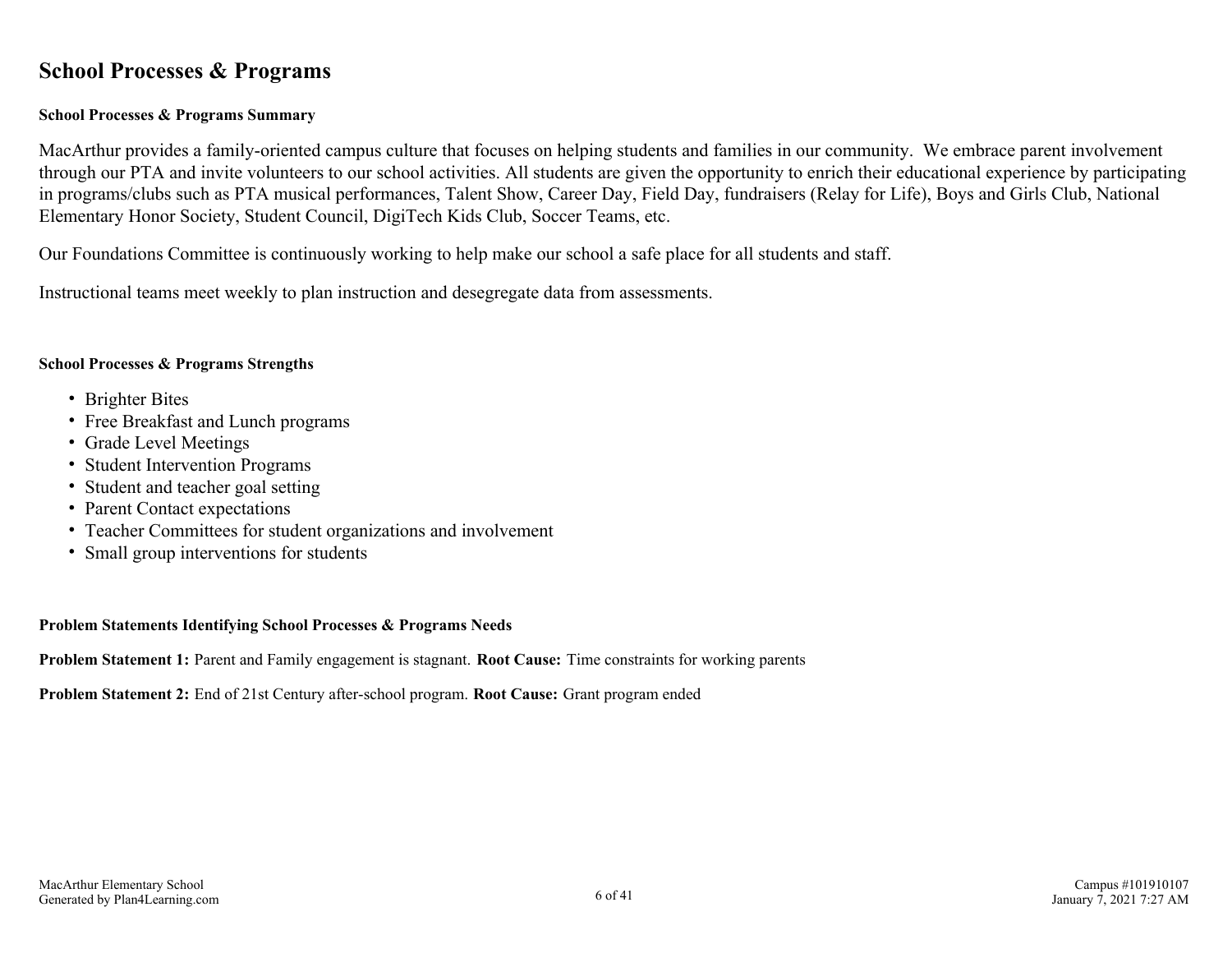## School Processes & Programs

**School Processes & Programs Summary**

MacArthur provides a family-oriented campus culture that focuses on helping students and families in our community. We embrace parent involvement through our PTA and invite volunteers to our school activities. All students are given the opportunity to enrich their educational experience by participating in programs/clubs such as PTA musical performances, Talent Show, Career Day, Field Day, fundraisers (Relay for Life), Boys and Girls Club, National Elementary Honor Society, Student Council, DigiTech Kids Club, Soccer Teams, etc.

Our Foundations Committee is continuously working to help make our school a safe place for all students and staff.

Instructional teams meet weekly to plan instruction and desegregate data from assessments.

**School Processes & Programs Strengths**

- Brighter Bites
- Free Breakfast and Lunch programs
- Grade Level Meetings
- Student Intervention Programs
- Student and teacher goal setting
- Parent Contact expectations
- Teacher Committees for student organizations and involvement
- Small group interventions for students

**Problem Statements Identifying School Processes & Programs Needs**

**Problem Statement 1:** Parent and Family engagement is stagnant. **Root Cause:** Time constraints for working parents

**Problem Statement 2:** End of 21st Century after-school program. **Root Cause:** Grant program ended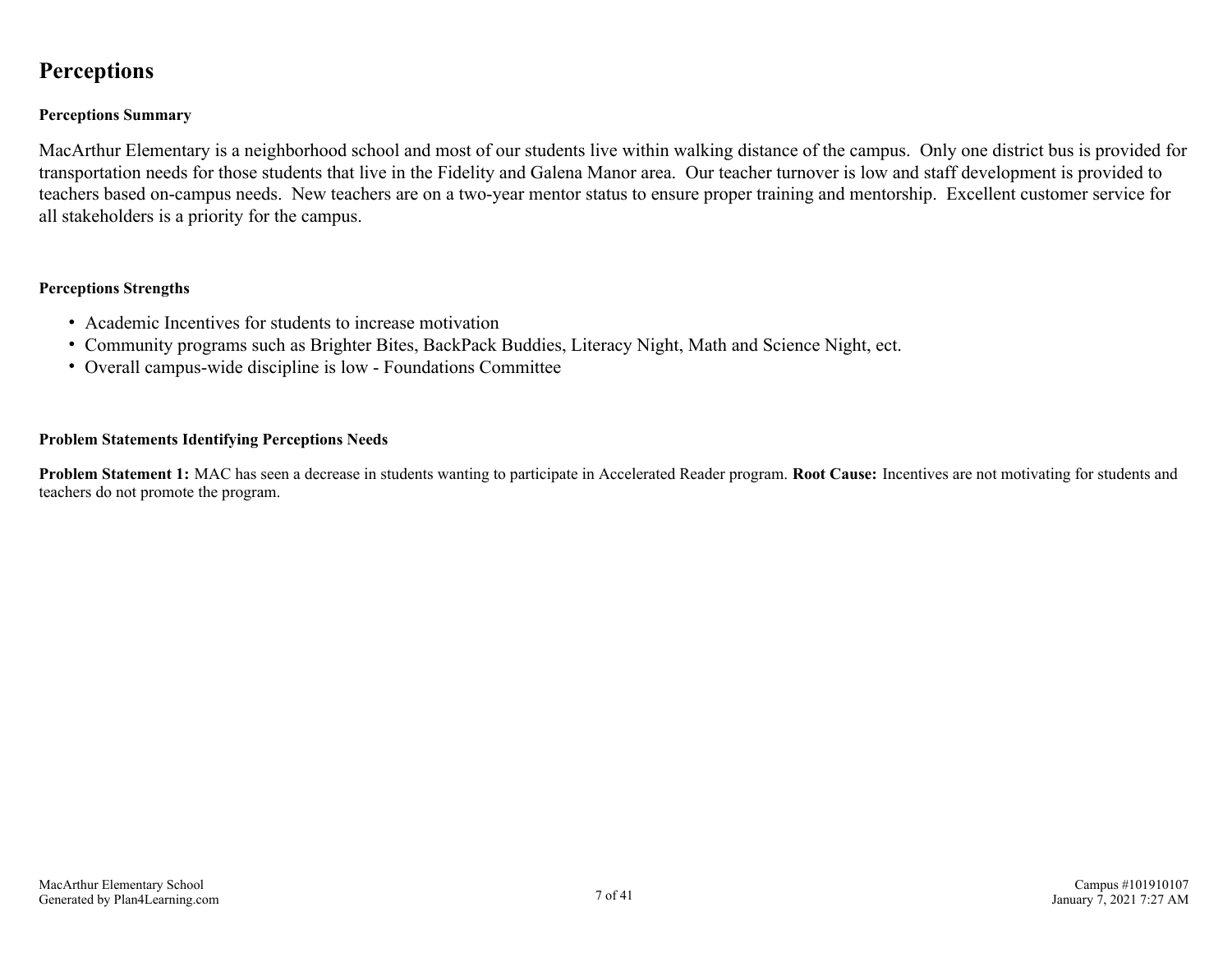# Perceptions

### Perceptions Summary

MacArthur Elementary is a neighborhood school and most of our students live within walking distance of the campus. Only one district bus is provided for transportation needs for those students that live in the Fidelity and Galena Manor area. Our teacher turnover is low and staff development is provided to teachers based on-campus needs. New teachers are on a two-year mentor status to ensure proper training and mentorship. Excellent customer service for all stakeholders is a priority for the campus.

### Perceptions Strengths

- Academic Incentives for students to increase motivation
- Community programs such as Brighter Bites, BackPack Buddies, Literacy Night, Math and Science Night, ect.
- Overall campus-wide discipline is low - Foundations Committee

### Problem Statements Identifying Perceptions Needs

**Problem Statement 1:** MAC has seen a decrease in students wanting to participate in Accelerated Reader program. **Root Cause:** Incentives are not motivating for students and teachers do not promote the program.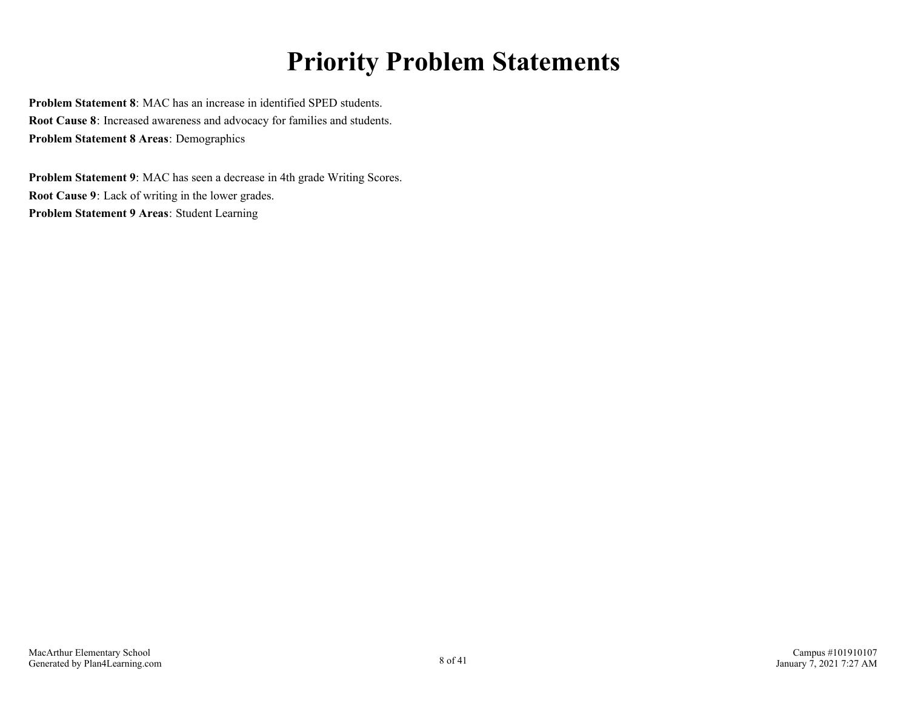# Priority Problem Statements

**Problem Statement 8**: MAC has an increase in identified SPED students.
**Root Cause 8**: Increased awareness and advocacy for families and students.
**Problem Statement 8 Areas**: Demographics

**Problem Statement 9**: MAC has seen a decrease in 4th grade Writing Scores.
**Root Cause 9**: Lack of writing in the lower grades.
**Problem Statement 9 Areas**: Student Learning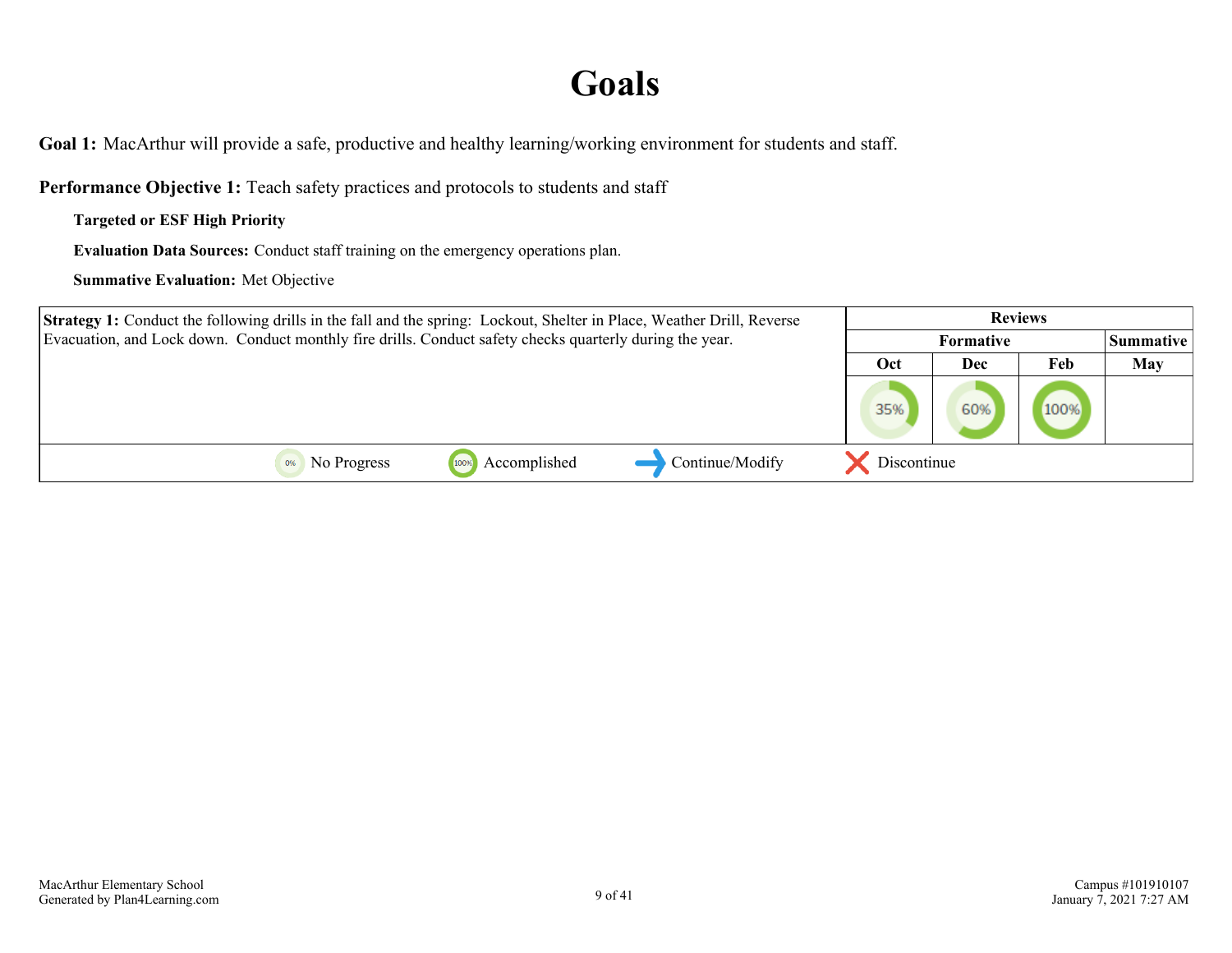# Goals

**Goal 1:** MacArthur will provide a safe, productive and healthy learning/working environment for students and staff.

**Performance Objective 1:** Teach safety practices and protocols to students and staff

**Targeted or ESF High Priority**

**Evaluation Data Sources:** Conduct staff training on the emergency operations plan.

**Summative Evaluation:** Met Objective

| **Strategy 1:** Conduct the following drills in the fall and the spring: Lockout, Shelter in Place, Weather Drill, Reverse Evacuation, and Lock down. Conduct monthly fire drills. Conduct safety checks quarterly during the year. | Reviews | | | |
|---|---|---|---|---|
| | Formative | | | Summative |
| | Oct | Dec | Feb | May |
| | 35% | 60% | 100% | |

No Progress | Accomplished | Continue/Modify | Discontinue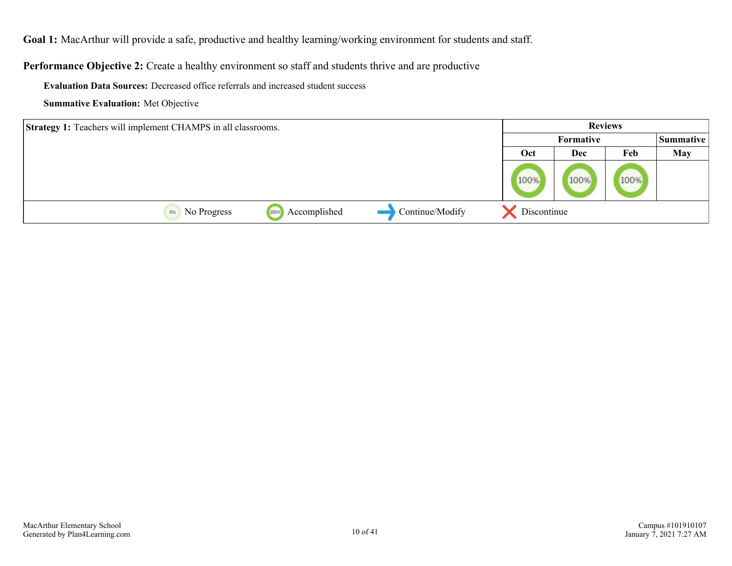**Goal 1:** MacArthur will provide a safe, productive and healthy learning/working environment for students and staff.

**Performance Objective 2:** Create a healthy environment so staff and students thrive and are productive

**Evaluation Data Sources:** Decreased office referrals and increased student success

**Summative Evaluation:** Met Objective

| **Strategy 1:** Teachers will implement CHAMPS in all classrooms. | Reviews | | | |
|---|---|---|---|---|
| | Formative | | | Summative |
| | Oct | Dec | Feb | May |
| | 100% | 100% | 100% | |

0% No Progress | 100% Accomplished | Continue/Modify | Discontinue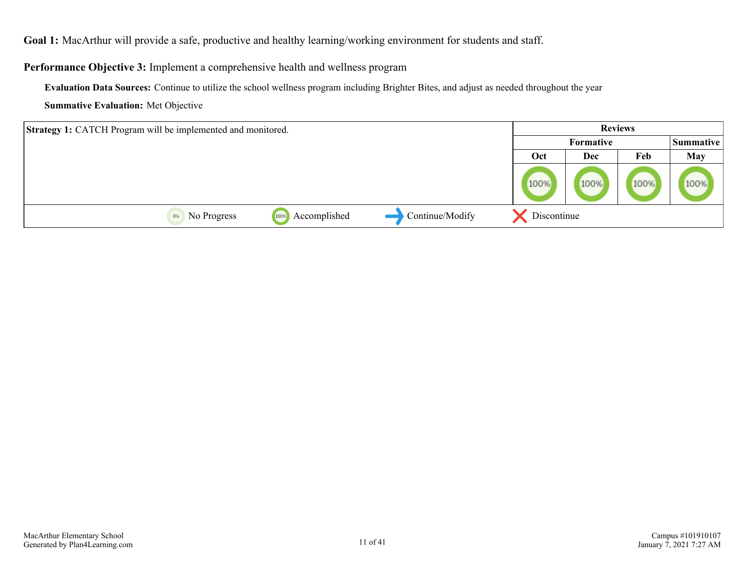**Goal 1:** MacArthur will provide a safe, productive and healthy learning/working environment for students and staff.

**Performance Objective 3:** Implement a comprehensive health and wellness program

**Evaluation Data Sources:** Continue to utilize the school wellness program including Brighter Bites, and adjust as needed throughout the year

**Summative Evaluation:** Met Objective

| **Strategy 1:** CATCH Program will be implemented and monitored. | Reviews | | | |
|---|---|---|---|---|
| | Formative | | | Summative |
| | Oct | Dec | Feb | May |
| | 100% | 100% | 100% | 100% |

0% No Progress | 100% Accomplished | Continue/Modify | Discontinue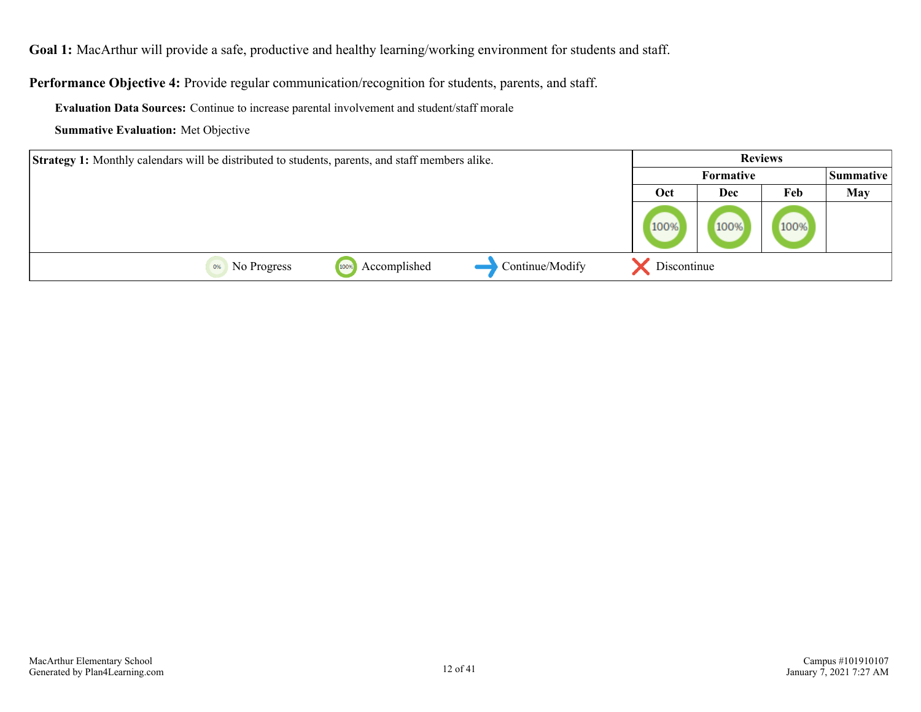**Goal 1:** MacArthur will provide a safe, productive and healthy learning/working environment for students and staff.

**Performance Objective 4:** Provide regular communication/recognition for students, parents, and staff.

**Evaluation Data Sources:** Continue to increase parental involvement and student/staff morale

**Summative Evaluation:** Met Objective

| Strategy 1 | Reviews | | | |
|---|---|---|---|---|
| | Formative | | | Summative |
| | Oct | Dec | Feb | May |
| **Strategy 1:** Monthly calendars will be distributed to students, parents, and staff members alike. | 100% | 100% | 100% | |

0% No Progress | 100% Accomplished | ➡ Continue/Modify | ✕ Discontinue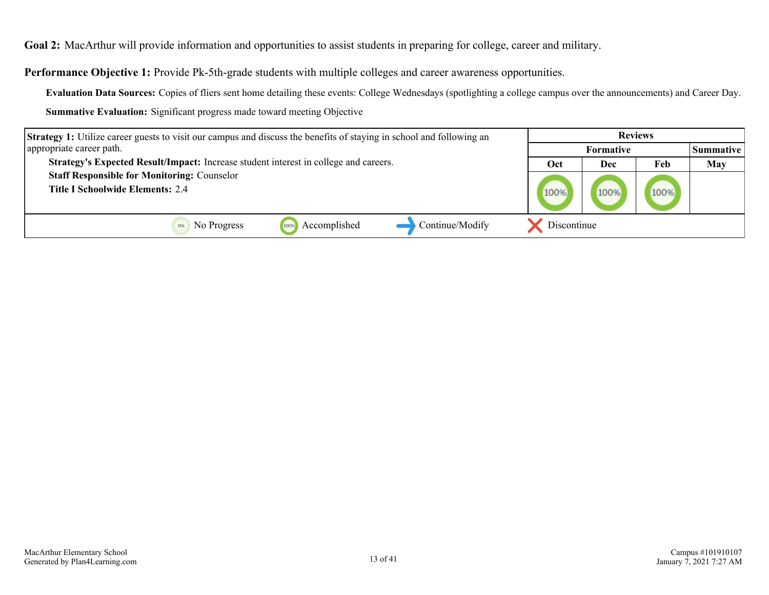**Goal 2:** MacArthur will provide information and opportunities to assist students in preparing for college, career and military.

**Performance Objective 1:** Provide Pk-5th-grade students with multiple colleges and career awareness opportunities.

**Evaluation Data Sources:** Copies of fliers sent home detailing these events: College Wednesdays (spotlighting a college campus over the announcements) and Career Day.

**Summative Evaluation:** Significant progress made toward meeting Objective

| Strategy 1 | Reviews | | | |
|---|---|---|---|---|
| | Formative | | | Summative |
| | Oct | Dec | Feb | May |
| **Strategy 1:** Utilize career guests to visit our campus and discuss the benefits of staying in school and following an appropriate career path.<br>**Strategy's Expected Result/Impact:** Increase student interest in college and careers.<br>**Staff Responsible for Monitoring:** Counselor<br>**Title I Schoolwide Elements:** 2.4 | 100% | 100% | 100% | |

0% No Progress | 100% Accomplished | Continue/Modify | Discontinue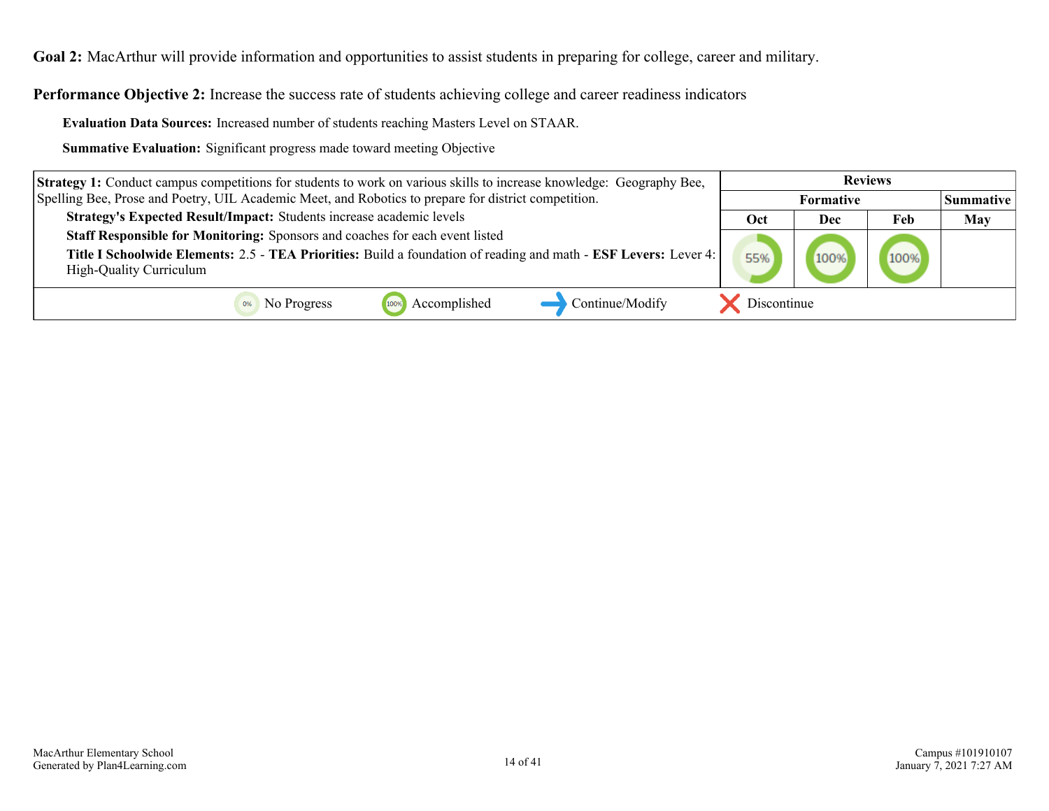**Goal 2:** MacArthur will provide information and opportunities to assist students in preparing for college, career and military.

**Performance Objective 2:** Increase the success rate of students achieving college and career readiness indicators

**Evaluation Data Sources:** Increased number of students reaching Masters Level on STAAR.

**Summative Evaluation:** Significant progress made toward meeting Objective

| Strategy 1 | Reviews | | | |
|---|---|---|---|---|
| | Formative | | | Summative |
| | Oct | Dec | Feb | May |
| **Strategy 1:** Conduct campus competitions for students to work on various skills to increase knowledge: Geography Bee, Spelling Bee, Prose and Poetry, UIL Academic Meet, and Robotics to prepare for district competition.<br>**Strategy's Expected Result/Impact:** Students increase academic levels<br>**Staff Responsible for Monitoring:** Sponsors and coaches for each event listed<br>**Title I Schoolwide Elements:** 2.5 - **TEA Priorities:** Build a foundation of reading and math - **ESF Levers:** Lever 4: High-Quality Curriculum | 55% | 100% | 100% | |

0% No Progress | 100% Accomplished | Continue/Modify | Discontinue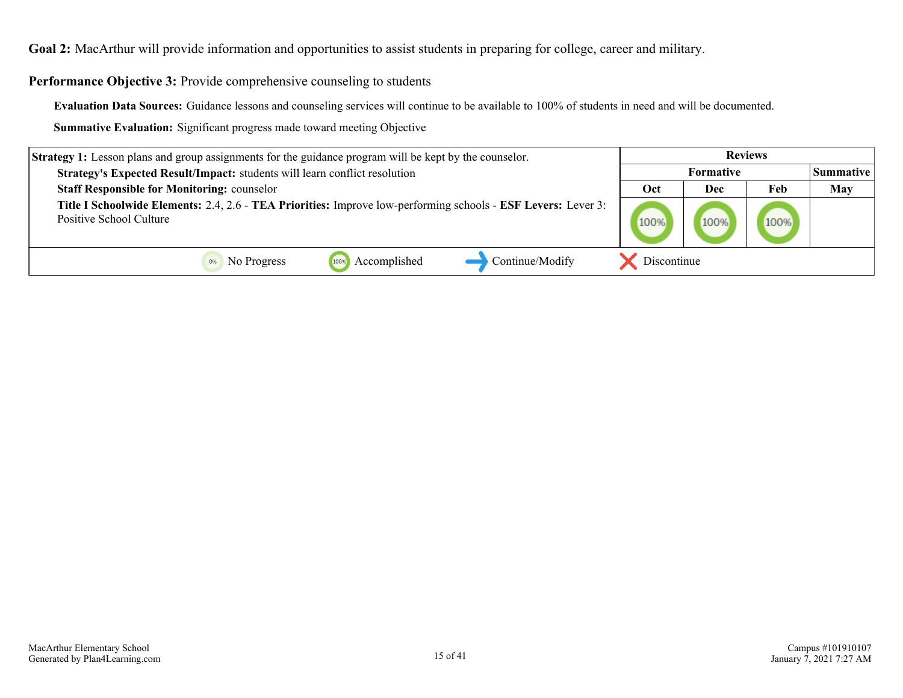**Goal 2:** MacArthur will provide information and opportunities to assist students in preparing for college, career and military.

**Performance Objective 3:** Provide comprehensive counseling to students

**Evaluation Data Sources:** Guidance lessons and counseling services will continue to be available to 100% of students in need and will be documented.

**Summative Evaluation:** Significant progress made toward meeting Objective

| Strategy 1 | Reviews | | | |
|---|---|---|---|---|
| | Formative | | | Summative |
| | Oct | Dec | Feb | May |
| **Strategy 1:** Lesson plans and group assignments for the guidance program will be kept by the counselor.<br>**Strategy's Expected Result/Impact:** students will learn conflict resolution<br>**Staff Responsible for Monitoring:** counselor<br>**Title I Schoolwide Elements:** 2.4, 2.6 - **TEA Priorities:** Improve low-performing schools - **ESF Levers:** Lever 3: Positive School Culture | 100% | 100% | 100% | |

0% No Progress | 100% Accomplished | Continue/Modify | Discontinue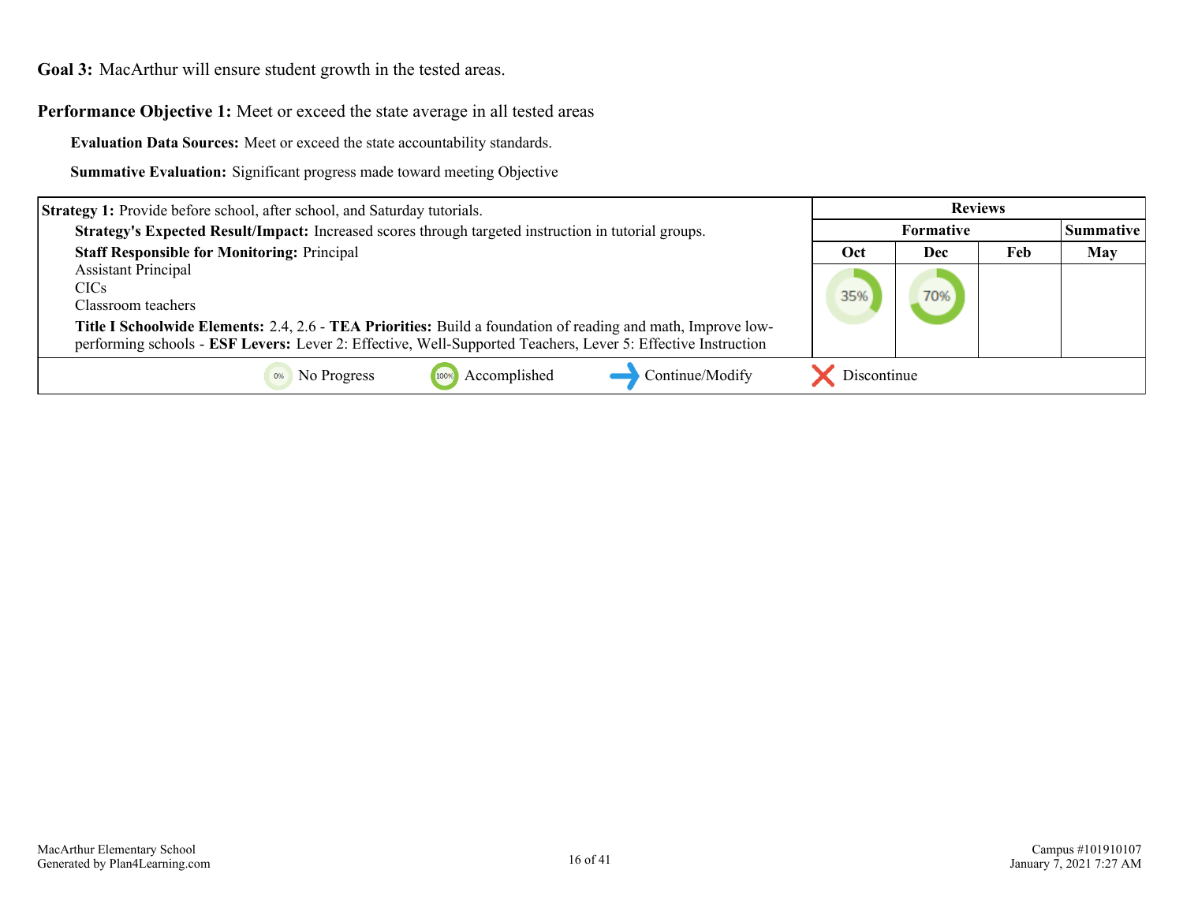**Goal 3:** MacArthur will ensure student growth in the tested areas.

**Performance Objective 1:** Meet or exceed the state average in all tested areas

**Evaluation Data Sources:** Meet or exceed the state accountability standards.

**Summative Evaluation:** Significant progress made toward meeting Objective

| Strategy 1 | Reviews | | | |
|---|---|---|---|---|
| | Formative | | | Summative |
| | Oct | Dec | Feb | May |
| **Strategy 1:** Provide before school, after school, and Saturday tutorials.<br>**Strategy's Expected Result/Impact:** Increased scores through targeted instruction in tutorial groups.<br>**Staff Responsible for Monitoring:** Principal<br>Assistant Principal<br>CICs<br>Classroom teachers<br>**Title I Schoolwide Elements:** 2.4, 2.6 - **TEA Priorities:** Build a foundation of reading and math, Improve low-performing schools - **ESF Levers:** Lever 2: Effective, Well-Supported Teachers, Lever 5: Effective Instruction | 35% | 70% | | |

0% No Progress | 100% Accomplished | Continue/Modify | Discontinue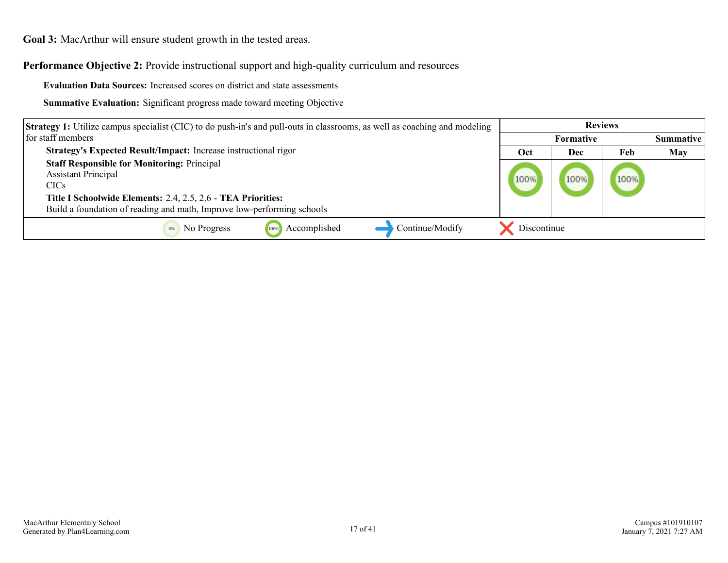**Goal 3:** MacArthur will ensure student growth in the tested areas.

**Performance Objective 2:** Provide instructional support and high-quality curriculum and resources

**Evaluation Data Sources:** Increased scores on district and state assessments

**Summative Evaluation:** Significant progress made toward meeting Objective

| Strategy 1 Details | Reviews | | | |
|---|---|---|---|---|
| | Formative | | | Summative |
| | Oct | Dec | Feb | May |
| **Strategy 1:** Utilize campus specialist (CIC) to do push-in's and pull-outs in classrooms, as well as coaching and modeling for staff members<br>**Strategy's Expected Result/Impact:** Increase instructional rigor<br>**Staff Responsible for Monitoring:** Principal<br>Assistant Principal<br>CICs<br>**Title I Schoolwide Elements:** 2.4, 2.5, 2.6 - **TEA Priorities:**<br>Build a foundation of reading and math, Improve low-performing schools | 100% | 100% | 100% | |

0% No Progress | 100% Accomplished | Continue/Modify | Discontinue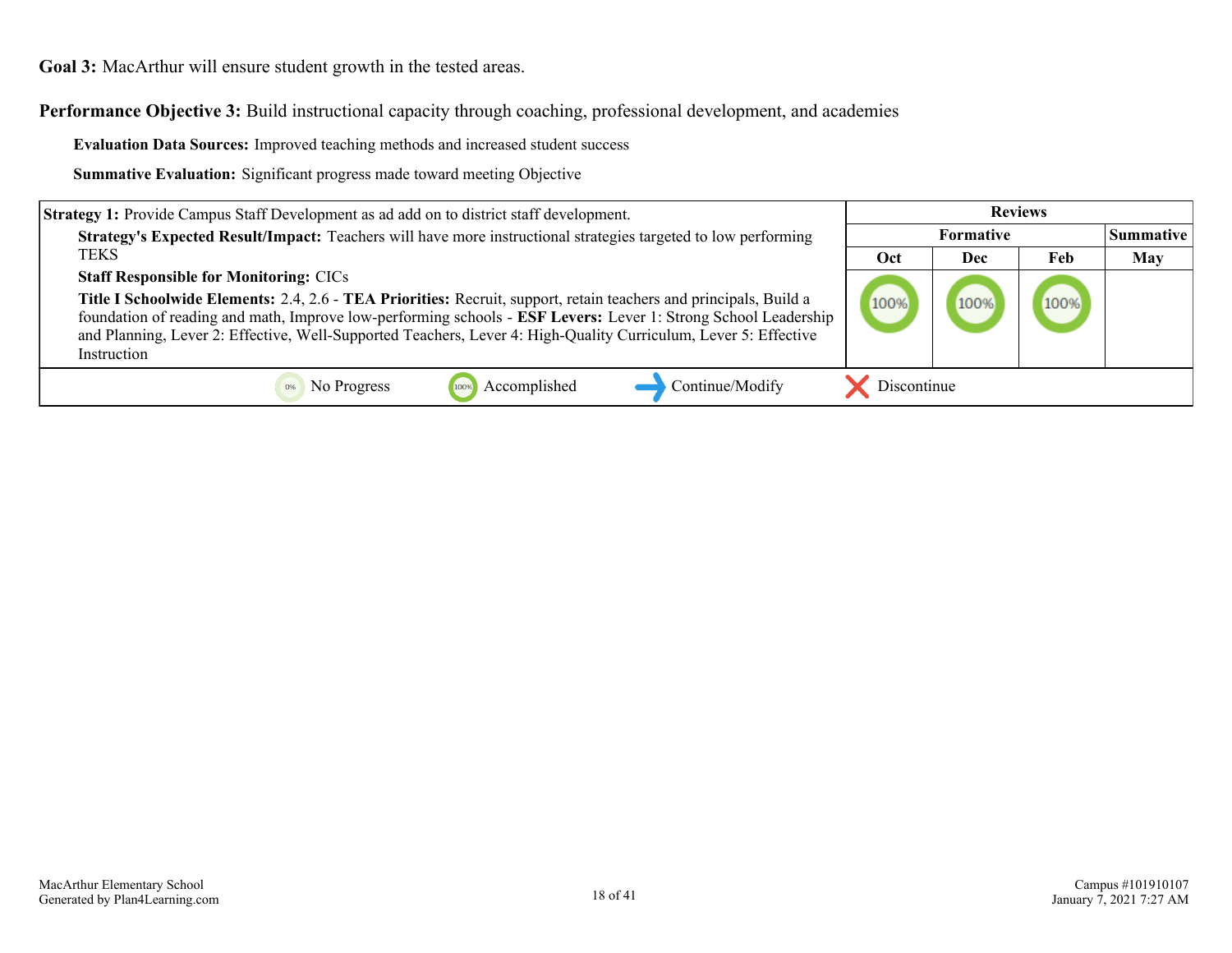**Goal 3:** MacArthur will ensure student growth in the tested areas.

**Performance Objective 3:** Build instructional capacity through coaching, professional development, and academies

**Evaluation Data Sources:** Improved teaching methods and increased student success

**Summative Evaluation:** Significant progress made toward meeting Objective

| Strategy 1: Provide Campus Staff Development as ad add on to district staff development. | Reviews | | | |
|---|---|---|---|---|
| | Formative | | | Summative |
| | Oct | Dec | Feb | May |
| **Strategy's Expected Result/Impact:** Teachers will have more instructional strategies targeted to low performing TEKS<br>**Staff Responsible for Monitoring:** CICs<br>**Title I Schoolwide Elements:** 2.4, 2.6 - **TEA Priorities:** Recruit, support, retain teachers and principals, Build a foundation of reading and math, Improve low-performing schools - **ESF Levers:** Lever 1: Strong School Leadership and Planning, Lever 2: Effective, Well-Supported Teachers, Lever 4: High-Quality Curriculum, Lever 5: Effective Instruction | 100% | 100% | 100% | |

0% No Progress | 100% Accomplished | Continue/Modify | Discontinue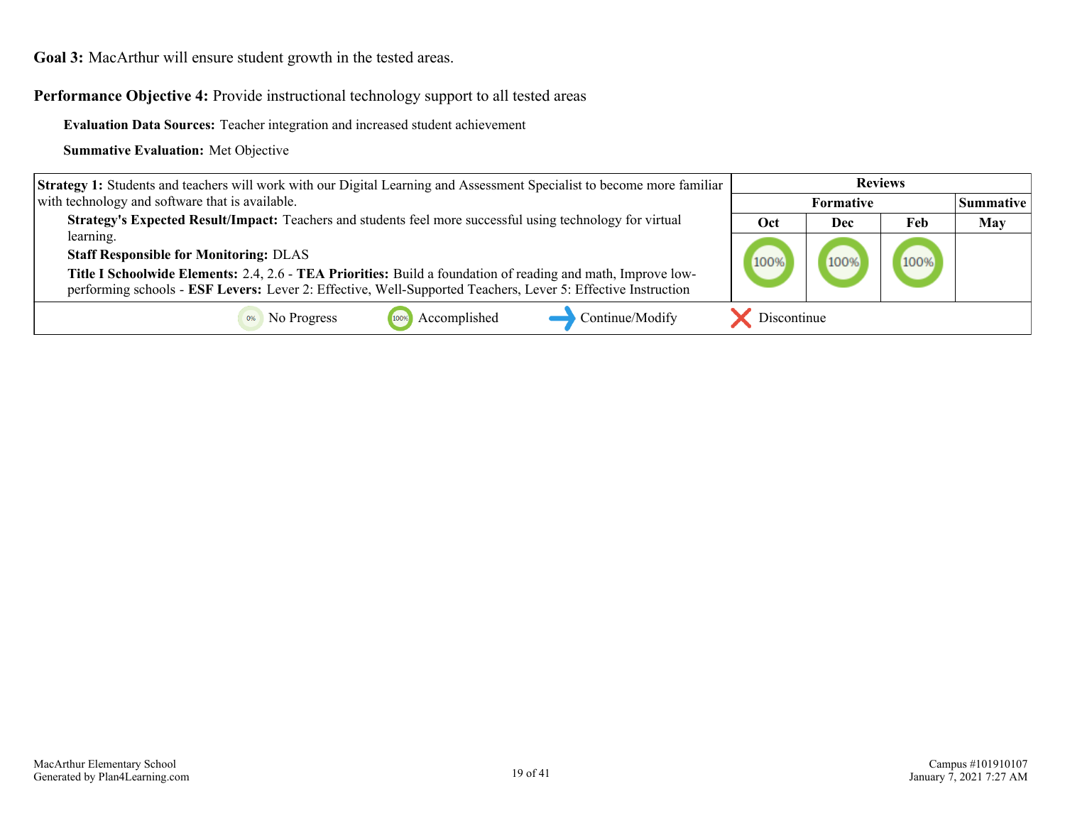**Goal 3:** MacArthur will ensure student growth in the tested areas.

**Performance Objective 4:** Provide instructional technology support to all tested areas

**Evaluation Data Sources:** Teacher integration and increased student achievement

**Summative Evaluation:** Met Objective

| Strategy 1 | Reviews | | | |
|---|---|---|---|---|
| | Formative | | | Summative |
| | Oct | Dec | Feb | May |
| **Strategy 1:** Students and teachers will work with our Digital Learning and Assessment Specialist to become more familiar with technology and software that is available.<br>**Strategy's Expected Result/Impact:** Teachers and students feel more successful using technology for virtual learning.<br>**Staff Responsible for Monitoring:** DLAS<br>**Title I Schoolwide Elements:** 2.4, 2.6 - **TEA Priorities:** Build a foundation of reading and math, Improve low-performing schools - **ESF Levers:** Lever 2: Effective, Well-Supported Teachers, Lever 5: Effective Instruction | 100% | 100% | 100% | |

0% No Progress | 100% Accomplished | Continue/Modify | Discontinue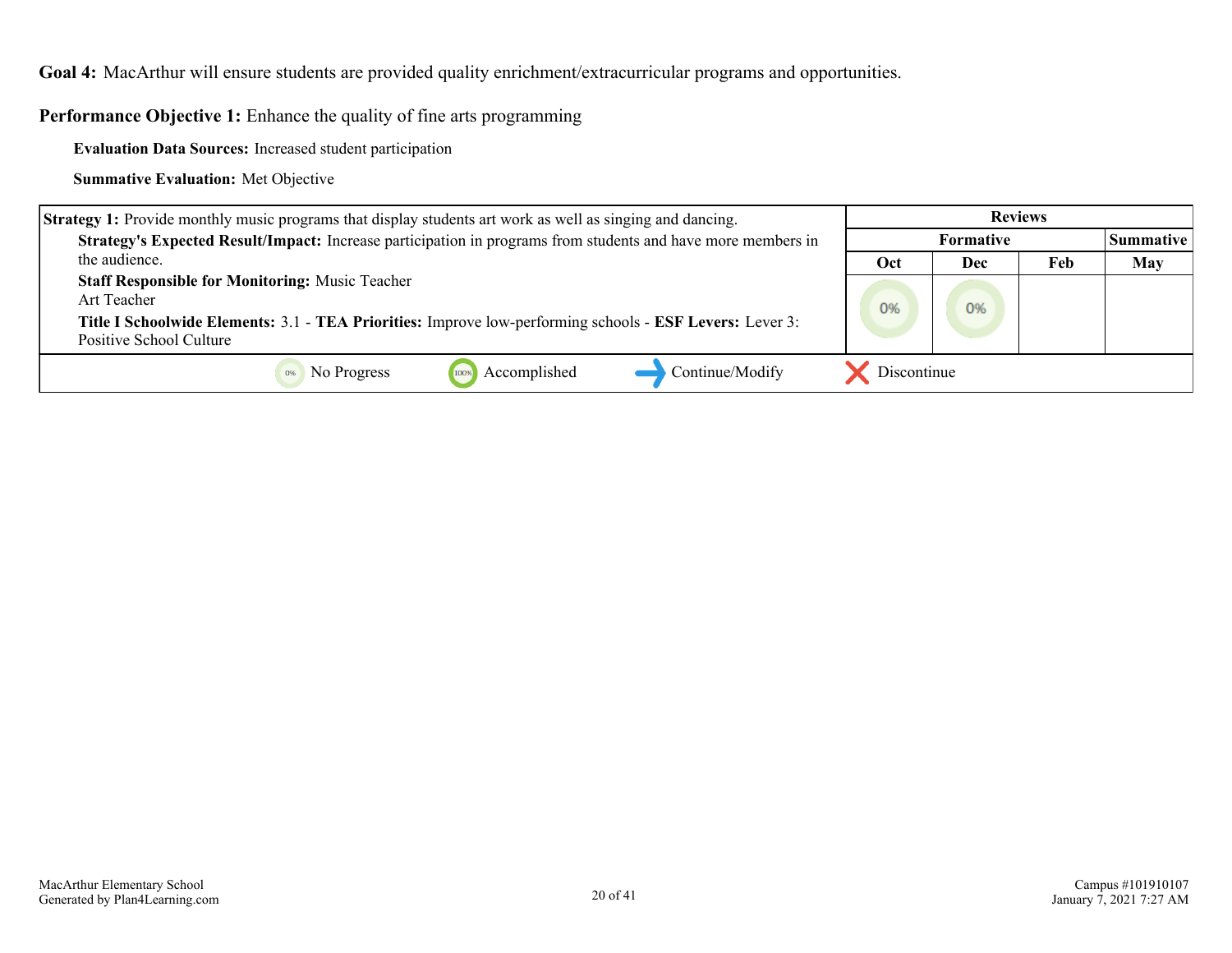**Goal 4:** MacArthur will ensure students are provided quality enrichment/extracurricular programs and opportunities.

**Performance Objective 1:** Enhance the quality of fine arts programming

**Evaluation Data Sources:** Increased student participation

**Summative Evaluation:** Met Objective

| Strategy 1 | Reviews | | | |
|---|---|---|---|---|
| | Formative | | | Summative |
| | Oct | Dec | Feb | May |
| **Strategy 1:** Provide monthly music programs that display students art work as well as singing and dancing.<br>**Strategy's Expected Result/Impact:** Increase participation in programs from students and have more members in the audience.<br>**Staff Responsible for Monitoring:** Music Teacher<br>Art Teacher<br>**Title I Schoolwide Elements:** 3.1 - **TEA Priorities:** Improve low-performing schools - **ESF Levers:** Lever 3: Positive School Culture | 0% | 0% | | |

0% No Progress | 100% Accomplished | Continue/Modify | Discontinue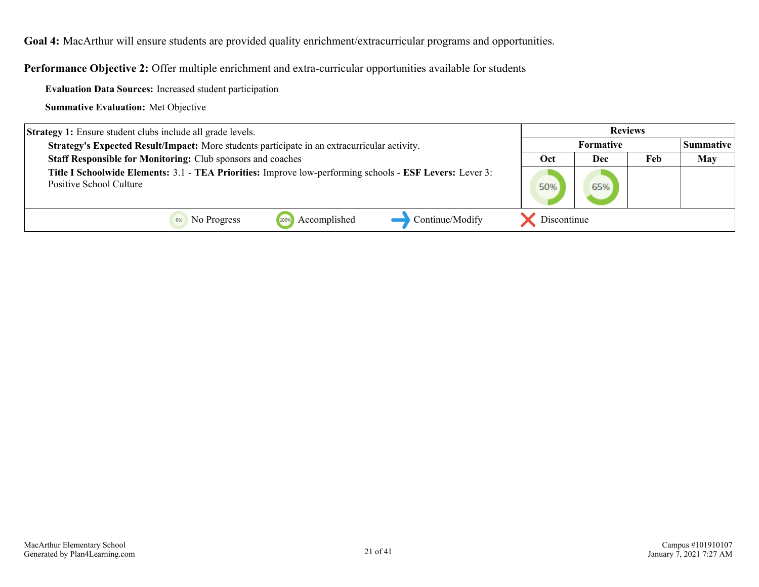**Goal 4:** MacArthur will ensure students are provided quality enrichment/extracurricular programs and opportunities.

**Performance Objective 2:** Offer multiple enrichment and extra-curricular opportunities available for students

**Evaluation Data Sources:** Increased student participation

**Summative Evaluation:** Met Objective

| Strategy 1 Details | Reviews | | | |
|---|---|---|---|---|
| | Formative | | | Summative |
| | Oct | Dec | Feb | May |
| **Strategy 1:** Ensure student clubs include all grade levels.<br>**Strategy's Expected Result/Impact:** More students participate in an extracurricular activity.<br>**Staff Responsible for Monitoring:** Club sponsors and coaches<br>**Title I Schoolwide Elements:** 3.1 - **TEA Priorities:** Improve low-performing schools - **ESF Levers:** Lever 3: Positive School Culture | 50% | 65% | | |

0% No Progress | 100% Accomplished | Continue/Modify | Discontinue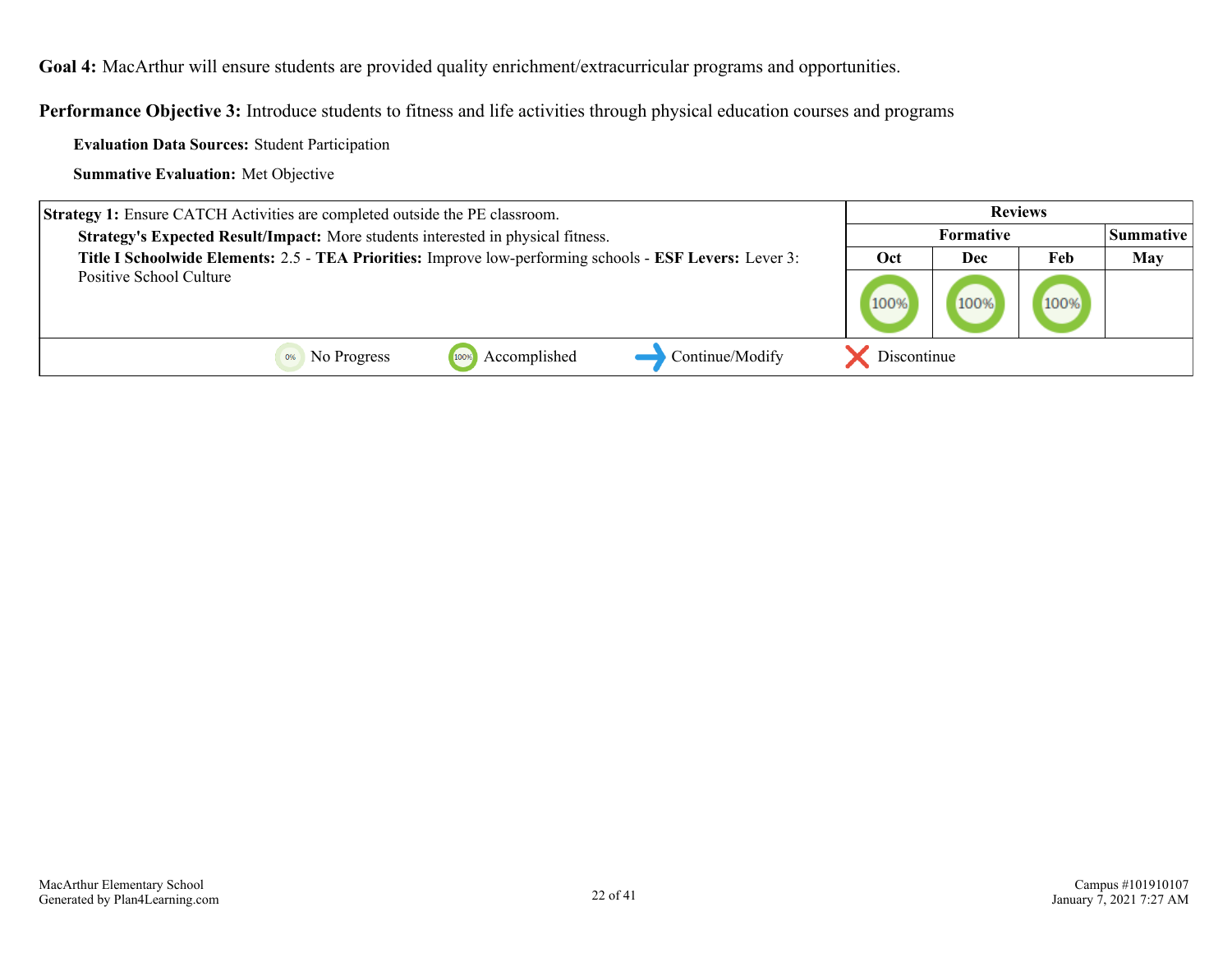**Goal 4:** MacArthur will ensure students are provided quality enrichment/extracurricular programs and opportunities.

**Performance Objective 3:** Introduce students to fitness and life activities through physical education courses and programs

**Evaluation Data Sources:** Student Participation

**Summative Evaluation:** Met Objective

| Strategy 1 | Reviews | | | |
|---|---|---|---|---|
| | Formative | | | Summative |
| | Oct | Dec | Feb | May |
| **Strategy 1:** Ensure CATCH Activities are completed outside the PE classroom.<br>**Strategy's Expected Result/Impact:** More students interested in physical fitness.<br>**Title I Schoolwide Elements:** 2.5 - **TEA Priorities:** Improve low-performing schools - **ESF Levers:** Lever 3: Positive School Culture | 100% | 100% | 100% | |

0% No Progress | 100% Accomplished | Continue/Modify | Discontinue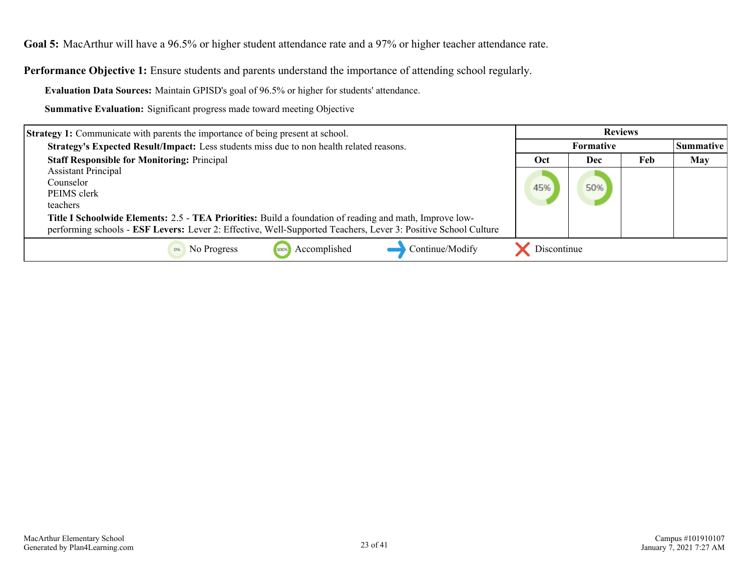**Goal 5:** MacArthur will have a 96.5% or higher student attendance rate and a 97% or higher teacher attendance rate.

**Performance Objective 1:** Ensure students and parents understand the importance of attending school regularly.

**Evaluation Data Sources:** Maintain GPISD's goal of 96.5% or higher for students' attendance.

**Summative Evaluation:** Significant progress made toward meeting Objective

| Strategy 1 | Reviews | | | |
|---|---|---|---|---|
| | Formative | | | Summative |
| | Oct | Dec | Feb | May |
| **Strategy 1:** Communicate with parents the importance of being present at school.<br>**Strategy's Expected Result/Impact:** Less students miss due to non health related reasons.<br>**Staff Responsible for Monitoring:** Principal<br>Assistant Principal<br>Counselor<br>PEIMS clerk<br>teachers<br>**Title I Schoolwide Elements:** 2.5 - **TEA Priorities:** Build a foundation of reading and math, Improve low-performing schools - **ESF Levers:** Lever 2: Effective, Well-Supported Teachers, Lever 3: Positive School Culture | 45% | 50% | | |

0% No Progress | 100% Accomplished | Continue/Modify | Discontinue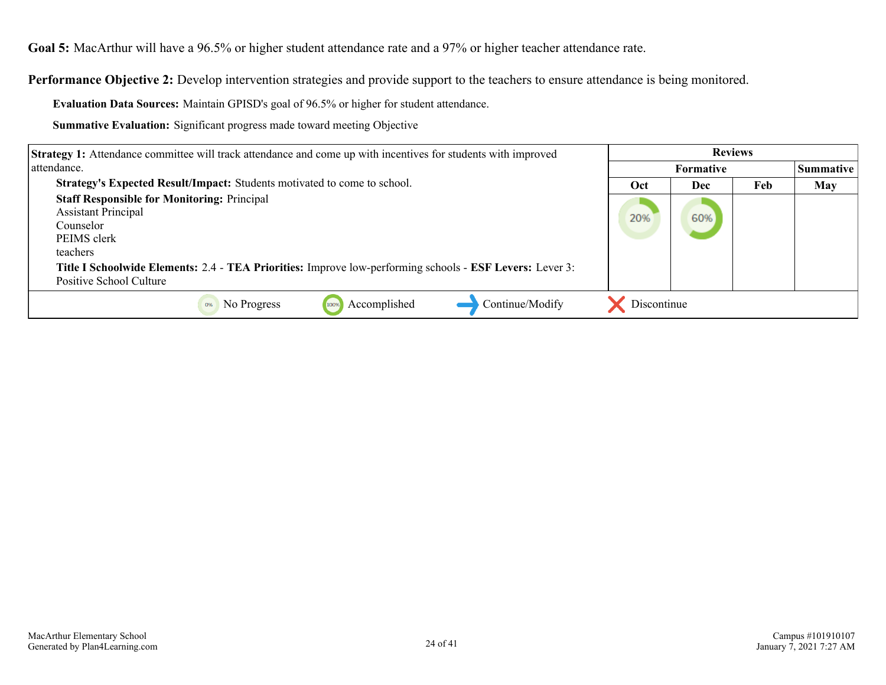**Goal 5:** MacArthur will have a 96.5% or higher student attendance rate and a 97% or higher teacher attendance rate.

**Performance Objective 2:** Develop intervention strategies and provide support to the teachers to ensure attendance is being monitored.

**Evaluation Data Sources:** Maintain GPISD's goal of 96.5% or higher for student attendance.

**Summative Evaluation:** Significant progress made toward meeting Objective

| Strategy 1 | Reviews | | | |
|---|---|---|---|---|
| | Formative | | | Summative |
| | Oct | Dec | Feb | May |
| **Strategy 1:** Attendance committee will track attendance and come up with incentives for students with improved attendance.<br>**Strategy's Expected Result/Impact:** Students motivated to come to school.<br>**Staff Responsible for Monitoring:** Principal<br>Assistant Principal<br>Counselor<br>PEIMS clerk<br>teachers<br>**Title I Schoolwide Elements:** 2.4 - **TEA Priorities:** Improve low-performing schools - **ESF Levers:** Lever 3: Positive School Culture | 20% | 60% | | |

0% No Progress | 100% Accomplished | Continue/Modify | Discontinue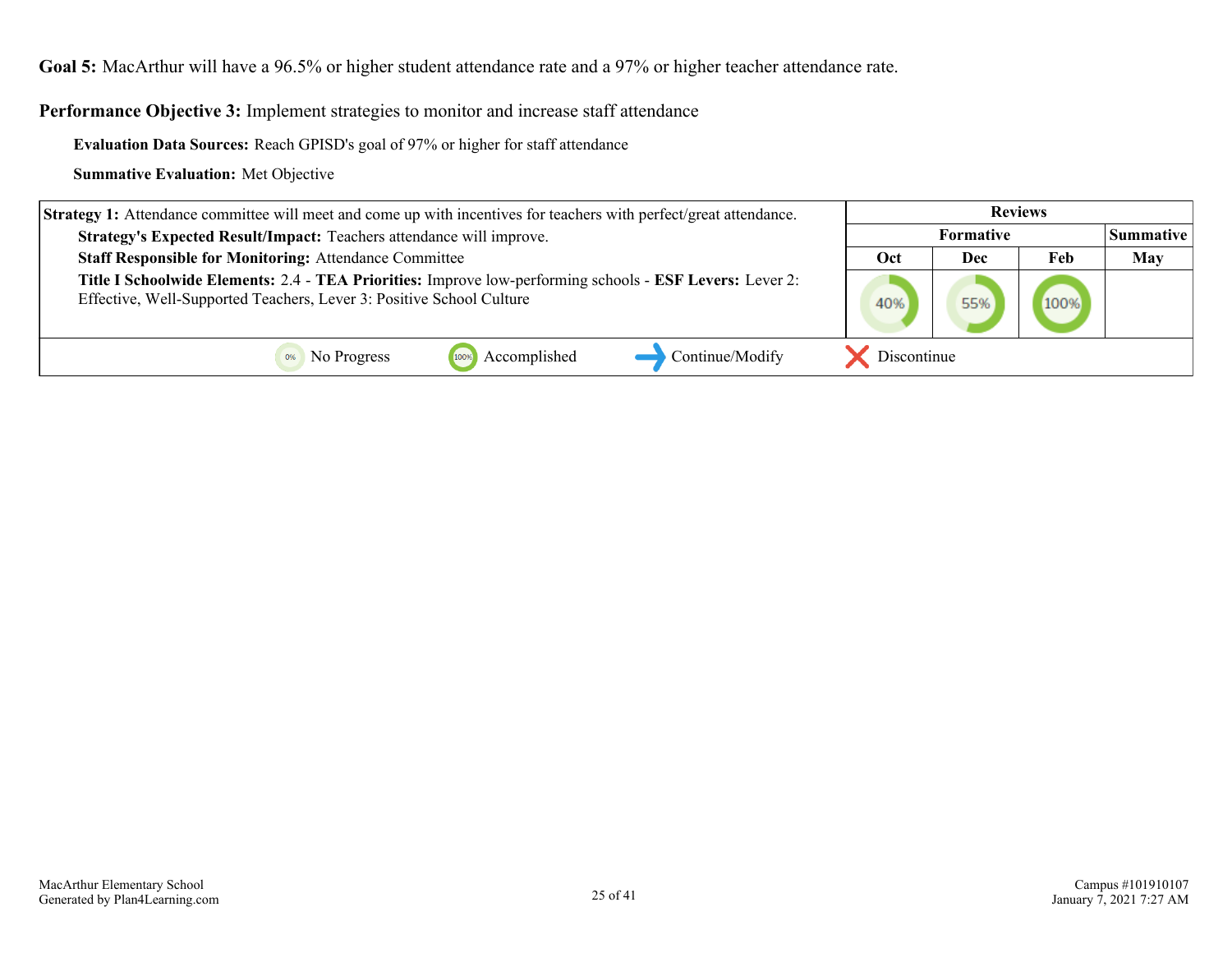**Goal 5:** MacArthur will have a 96.5% or higher student attendance rate and a 97% or higher teacher attendance rate.

**Performance Objective 3:** Implement strategies to monitor and increase staff attendance

**Evaluation Data Sources:** Reach GPISD's goal of 97% or higher for staff attendance

**Summative Evaluation:** Met Objective

| Strategy 1 | Reviews | | | |
|---|---|---|---|---|
| | Formative | | | Summative |
| | Oct | Dec | Feb | May |
| **Strategy 1:** Attendance committee will meet and come up with incentives for teachers with perfect/great attendance.<br>**Strategy's Expected Result/Impact:** Teachers attendance will improve.<br>**Staff Responsible for Monitoring:** Attendance Committee<br>**Title I Schoolwide Elements:** 2.4 - **TEA Priorities:** Improve low-performing schools - **ESF Levers:** Lever 2: Effective, Well-Supported Teachers, Lever 3: Positive School Culture | 40% | 55% | 100% | |

0% No Progress | 100% Accomplished | → Continue/Modify | ✗ Discontinue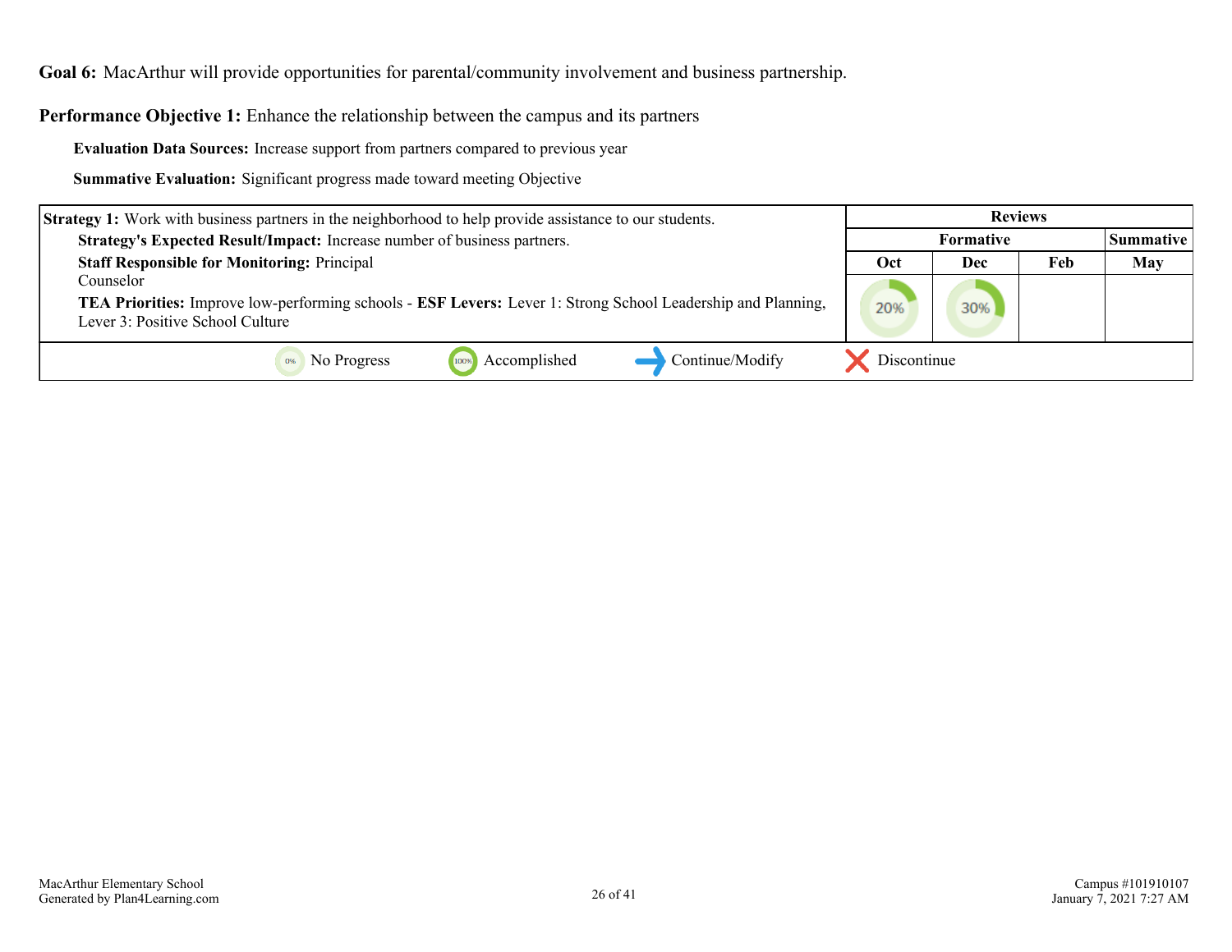**Goal 6:** MacArthur will provide opportunities for parental/community involvement and business partnership.

**Performance Objective 1:** Enhance the relationship between the campus and its partners

**Evaluation Data Sources:** Increase support from partners compared to previous year

**Summative Evaluation:** Significant progress made toward meeting Objective

| Strategy 1 Details | Reviews | | | |
|---|---|---|---|---|
| | Formative | | | Summative |
| | Oct | Dec | Feb | May |
| **Strategy 1:** Work with business partners in the neighborhood to help provide assistance to our students.<br>**Strategy's Expected Result/Impact:** Increase number of business partners.<br>**Staff Responsible for Monitoring:** Principal<br>Counselor<br>**TEA Priorities:** Improve low-performing schools - **ESF Levers:** Lever 1: Strong School Leadership and Planning, Lever 3: Positive School Culture | 20% | 30% | | |

0% No Progress | 100% Accomplished | Continue/Modify | Discontinue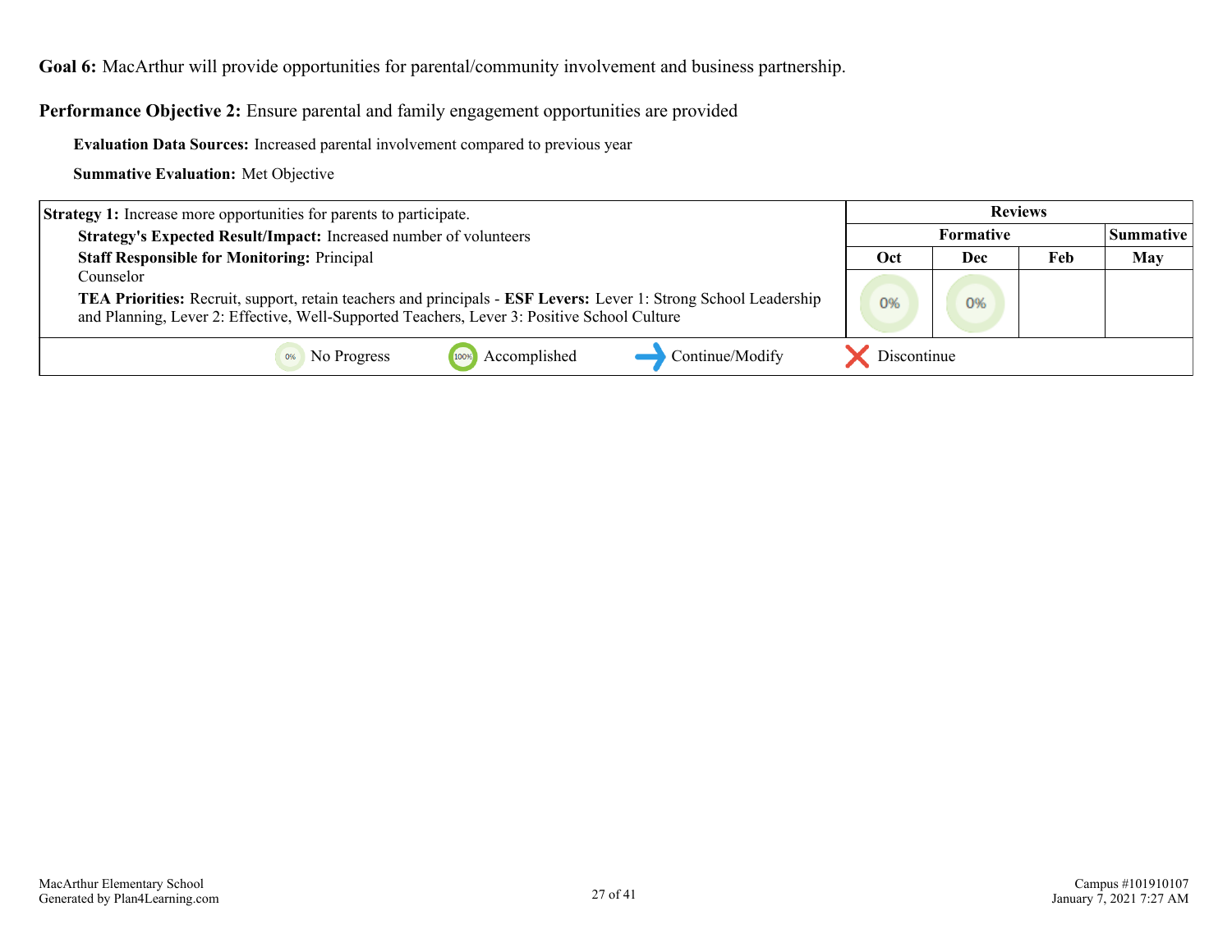**Goal 6:** MacArthur will provide opportunities for parental/community involvement and business partnership.

**Performance Objective 2:** Ensure parental and family engagement opportunities are provided

**Evaluation Data Sources:** Increased parental involvement compared to previous year

**Summative Evaluation:** Met Objective

| Strategy 1 | Reviews | | | |
|---|---|---|---|---|
| | Formative | | | Summative |
| | Oct | Dec | Feb | May |
| **Strategy 1:** Increase more opportunities for parents to participate.<br>**Strategy's Expected Result/Impact:** Increased number of volunteers<br>**Staff Responsible for Monitoring:** Principal<br>Counselor<br>**TEA Priorities:** Recruit, support, retain teachers and principals - **ESF Levers:** Lever 1: Strong School Leadership and Planning, Lever 2: Effective, Well-Supported Teachers, Lever 3: Positive School Culture | 0% | 0% | | |

0% No Progress | 100% Accomplished | Continue/Modify | Discontinue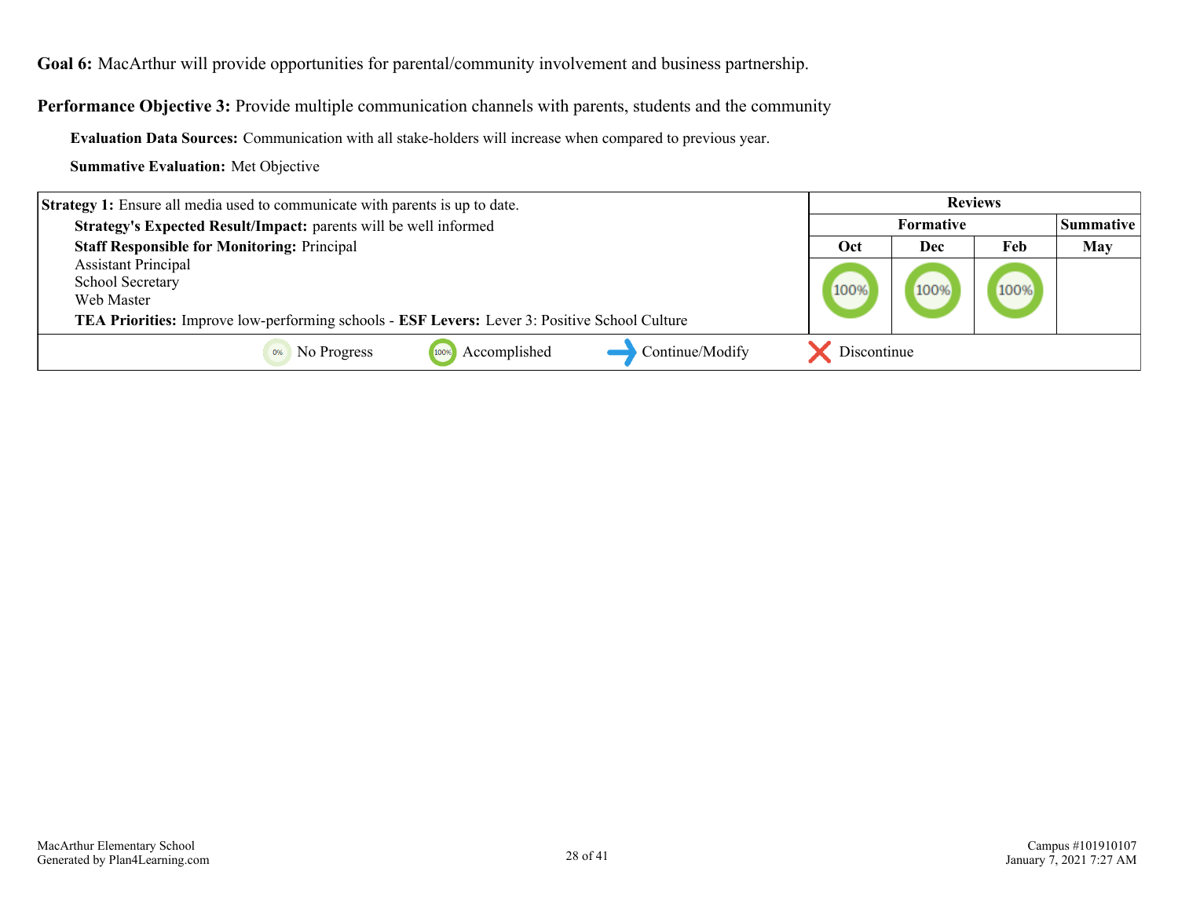**Goal 6:** MacArthur will provide opportunities for parental/community involvement and business partnership.

**Performance Objective 3:** Provide multiple communication channels with parents, students and the community

**Evaluation Data Sources:** Communication with all stake-holders will increase when compared to previous year.

**Summative Evaluation:** Met Objective

| Strategy 1 | Reviews | | | |
|---|---|---|---|---|
| | Formative | | | Summative |
| | Oct | Dec | Feb | May |
| **Strategy 1:** Ensure all media used to communicate with parents is up to date.<br>**Strategy's Expected Result/Impact:** parents will be well informed<br>**Staff Responsible for Monitoring:** Principal<br>Assistant Principal<br>School Secretary<br>Web Master<br>**TEA Priorities:** Improve low-performing schools - **ESF Levers:** Lever 3: Positive School Culture | 100% | 100% | 100% | |

0% No Progress | 100% Accomplished | Continue/Modify | Discontinue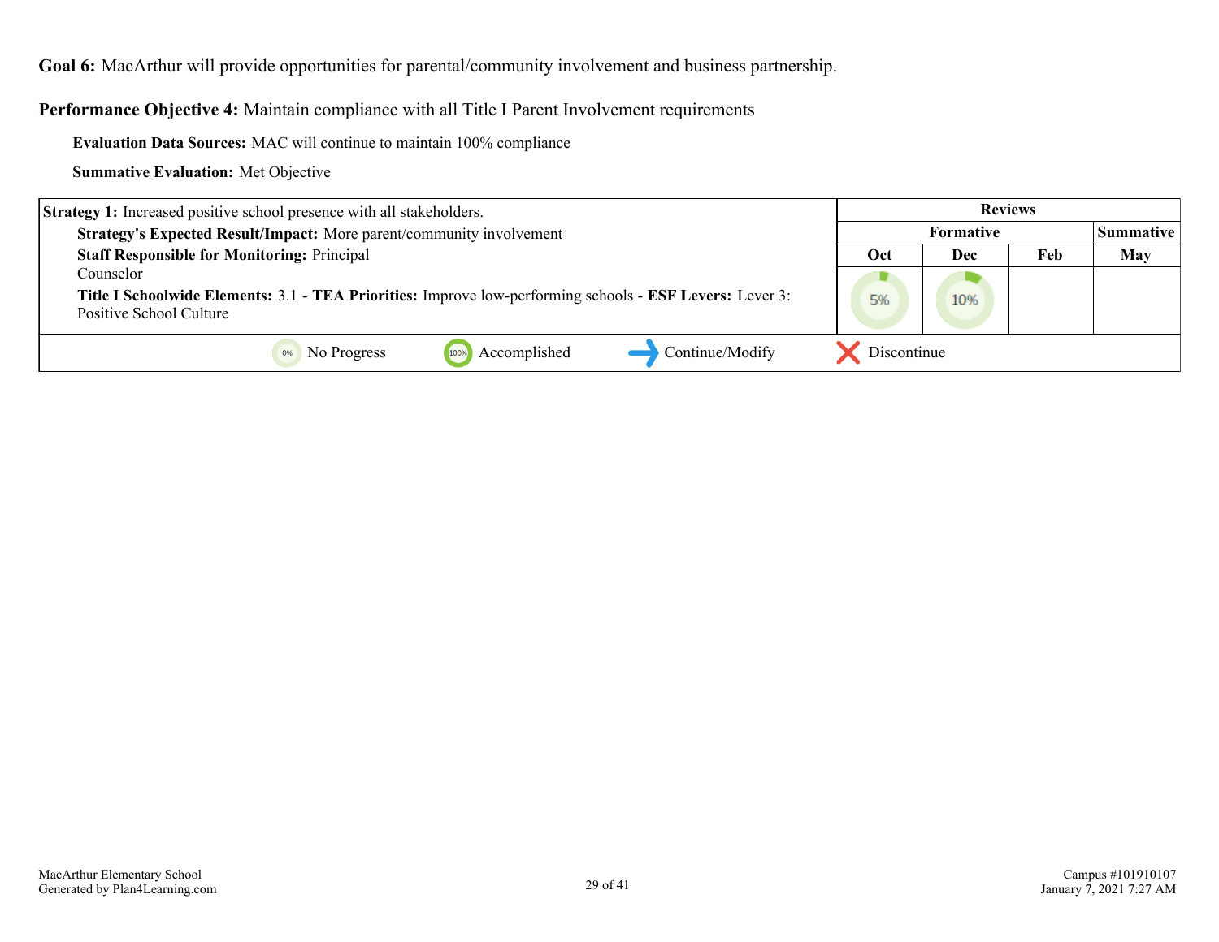**Goal 6:** MacArthur will provide opportunities for parental/community involvement and business partnership.

**Performance Objective 4:** Maintain compliance with all Title I Parent Involvement requirements

**Evaluation Data Sources:** MAC will continue to maintain 100% compliance

**Summative Evaluation:** Met Objective

| Strategy 1: Increased positive school presence with all stakeholders. | Reviews | | | |
|---|---|---|---|---|
| | Formative | | | Summative |
| | Oct | Dec | Feb | May |
| **Strategy's Expected Result/Impact:** More parent/community involvement<br>**Staff Responsible for Monitoring:** Principal<br>Counselor<br>**Title I Schoolwide Elements:** 3.1 - **TEA Priorities:** Improve low-performing schools - **ESF Levers:** Lever 3: Positive School Culture | 5% | 10% | | |

0% No Progress | 100% Accomplished | Continue/Modify | Discontinue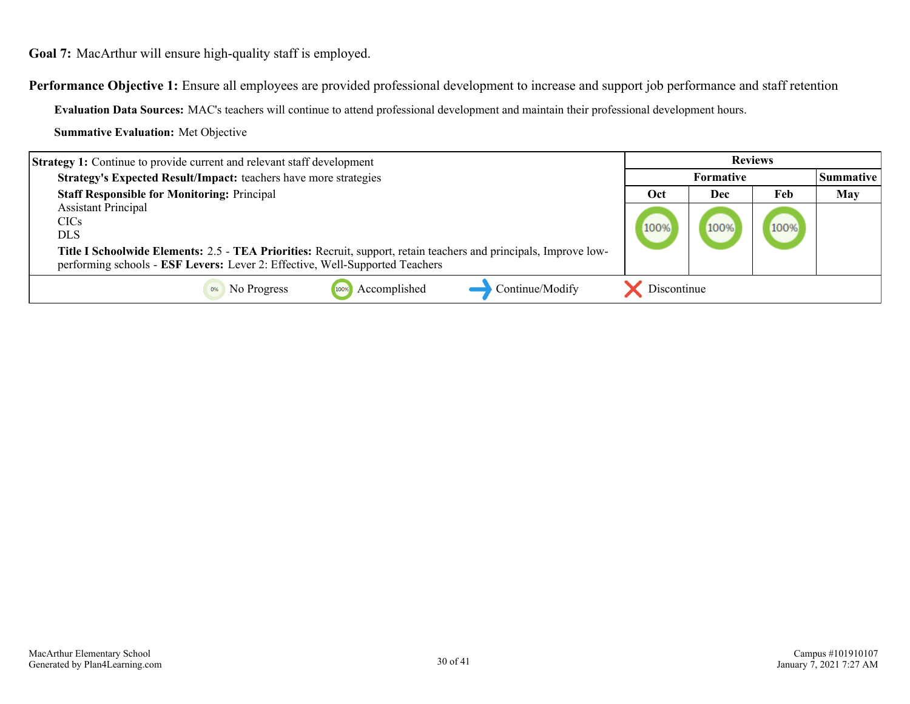**Goal 7:** MacArthur will ensure high-quality staff is employed.

**Performance Objective 1:** Ensure all employees are provided professional development to increase and support job performance and staff retention

**Evaluation Data Sources:** MAC's teachers will continue to attend professional development and maintain their professional development hours.

**Summative Evaluation:** Met Objective

| Strategy 1 | Reviews | | | |
|---|---|---|---|---|
| | Formative | | | Summative |
| | Oct | Dec | Feb | May |
| **Strategy 1:** Continue to provide current and relevant staff development<br>**Strategy's Expected Result/Impact:** teachers have more strategies<br>**Staff Responsible for Monitoring:** Principal<br>Assistant Principal<br>CICs<br>DLS<br>**Title I Schoolwide Elements:** 2.5 - **TEA Priorities:** Recruit, support, retain teachers and principals, Improve low-performing schools - **ESF Levers:** Lever 2: Effective, Well-Supported Teachers | 100% | 100% | 100% | |

0% No Progress | 100% Accomplished | Continue/Modify | Discontinue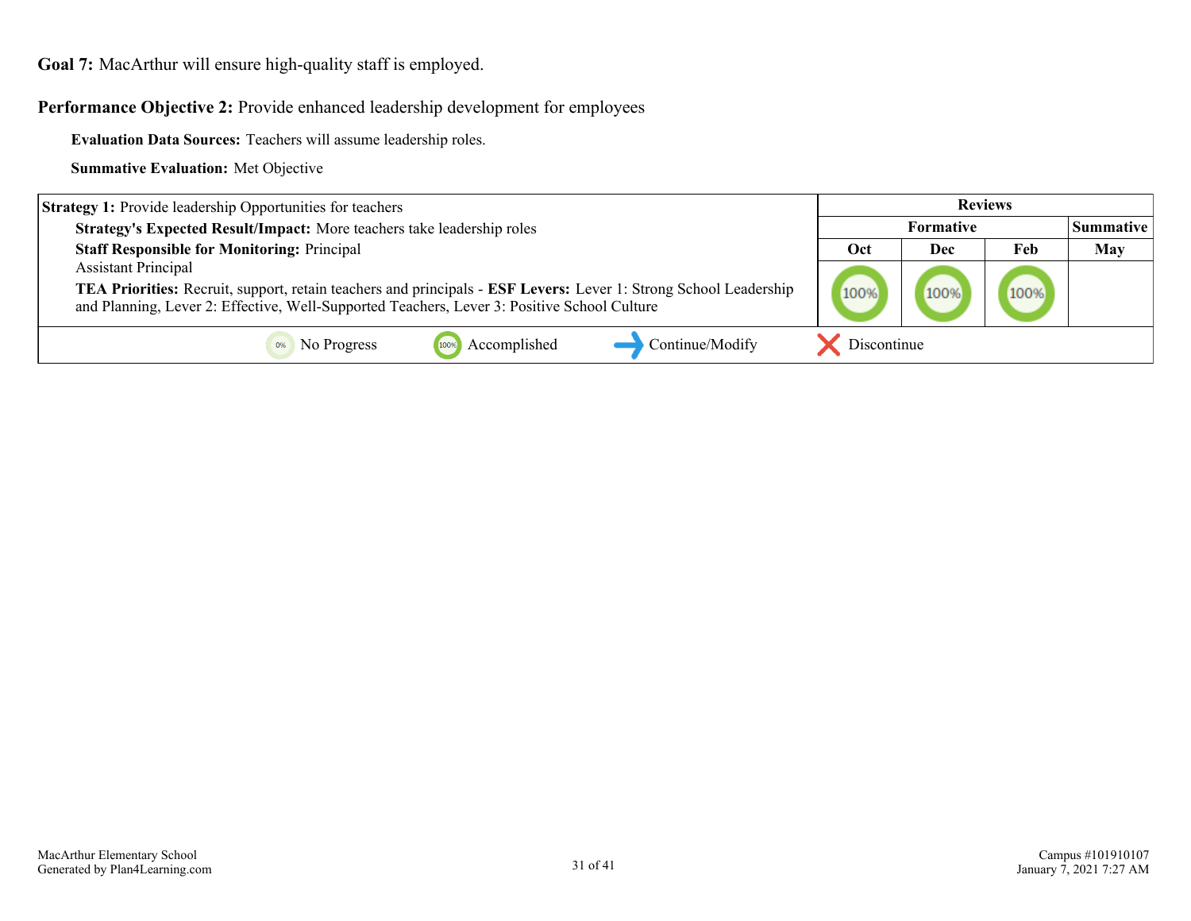**Goal 7:** MacArthur will ensure high-quality staff is employed.

**Performance Objective 2:** Provide enhanced leadership development for employees

**Evaluation Data Sources:** Teachers will assume leadership roles.

**Summative Evaluation:** Met Objective

| Strategy 1 | Reviews | | | |
|---|---|---|---|---|
| | Formative | | | Summative |
| | Oct | Dec | Feb | May |
| **Strategy 1:** Provide leadership Opportunities for teachers<br>**Strategy's Expected Result/Impact:** More teachers take leadership roles<br>**Staff Responsible for Monitoring:** Principal<br>Assistant Principal<br>**TEA Priorities:** Recruit, support, retain teachers and principals - **ESF Levers:** Lever 1: Strong School Leadership and Planning, Lever 2: Effective, Well-Supported Teachers, Lever 3: Positive School Culture | 100% | 100% | 100% | |

0% No Progress | 100% Accomplished | Continue/Modify | Discontinue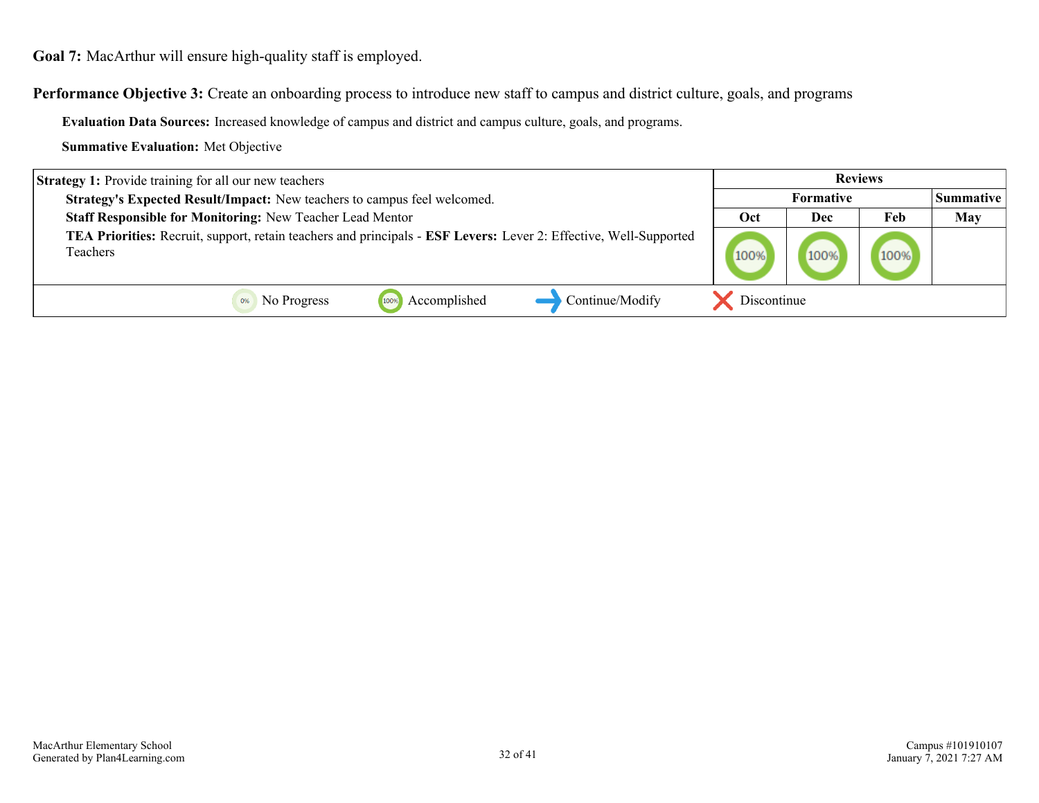**Goal 7:** MacArthur will ensure high-quality staff is employed.

**Performance Objective 3:** Create an onboarding process to introduce new staff to campus and district culture, goals, and programs

**Evaluation Data Sources:** Increased knowledge of campus and district and campus culture, goals, and programs.

**Summative Evaluation:** Met Objective

| Strategy 1 | Reviews | | | |
|---|---|---|---|---|
| | Formative | | | Summative |
| | Oct | Dec | Feb | May |
| **Strategy 1:** Provide training for all our new teachers<br>**Strategy's Expected Result/Impact:** New teachers to campus feel welcomed.<br>**Staff Responsible for Monitoring:** New Teacher Lead Mentor<br>**TEA Priorities:** Recruit, support, retain teachers and principals - **ESF Levers:** Lever 2: Effective, Well-Supported Teachers | 100% | 100% | 100% | |

0% No Progress | 100% Accomplished | → Continue/Modify | ✗ Discontinue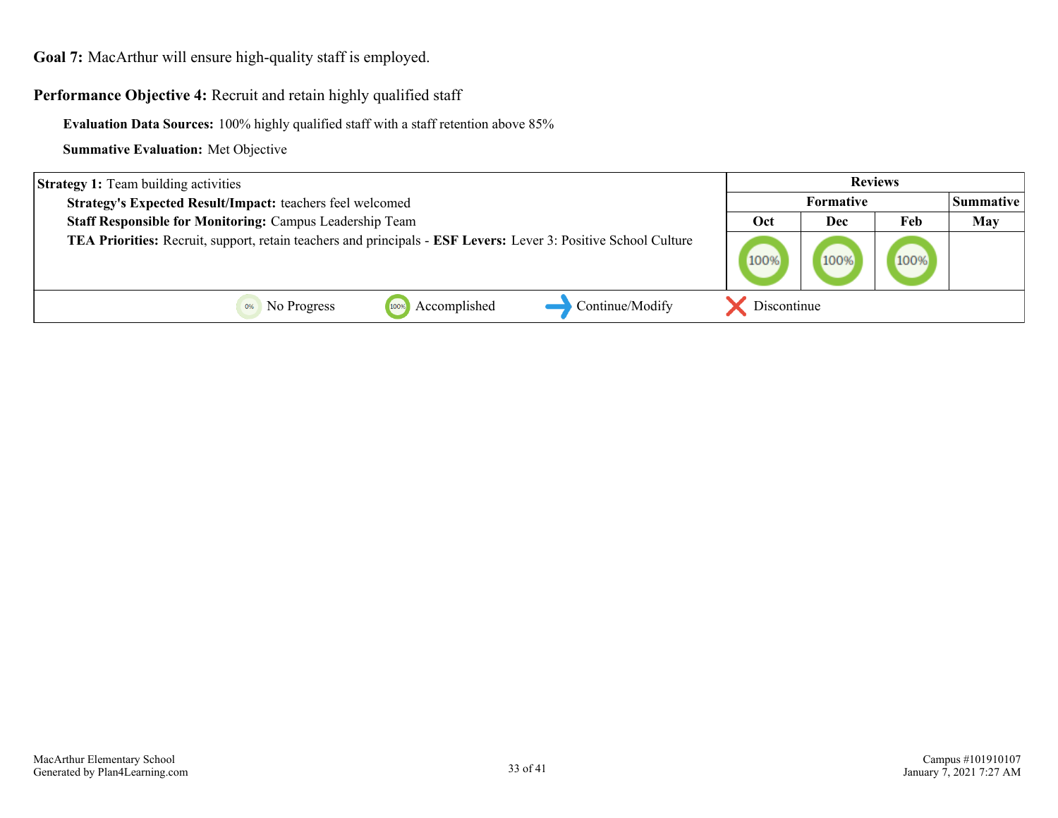**Goal 7:** MacArthur will ensure high-quality staff is employed.

**Performance Objective 4:** Recruit and retain highly qualified staff

**Evaluation Data Sources:** 100% highly qualified staff with a staff retention above 85%

**Summative Evaluation:** Met Objective

| Strategy 1 | Reviews | | | |
|---|---|---|---|---|
| | Formative | | | Summative |
| | Oct | Dec | Feb | May |
| **Strategy 1:** Team building activities<br>**Strategy's Expected Result/Impact:** teachers feel welcomed<br>**Staff Responsible for Monitoring:** Campus Leadership Team<br>**TEA Priorities:** Recruit, support, retain teachers and principals - **ESF Levers:** Lever 3: Positive School Culture | 100% | 100% | 100% | |

0% No Progress | 100% Accomplished | Continue/Modify | Discontinue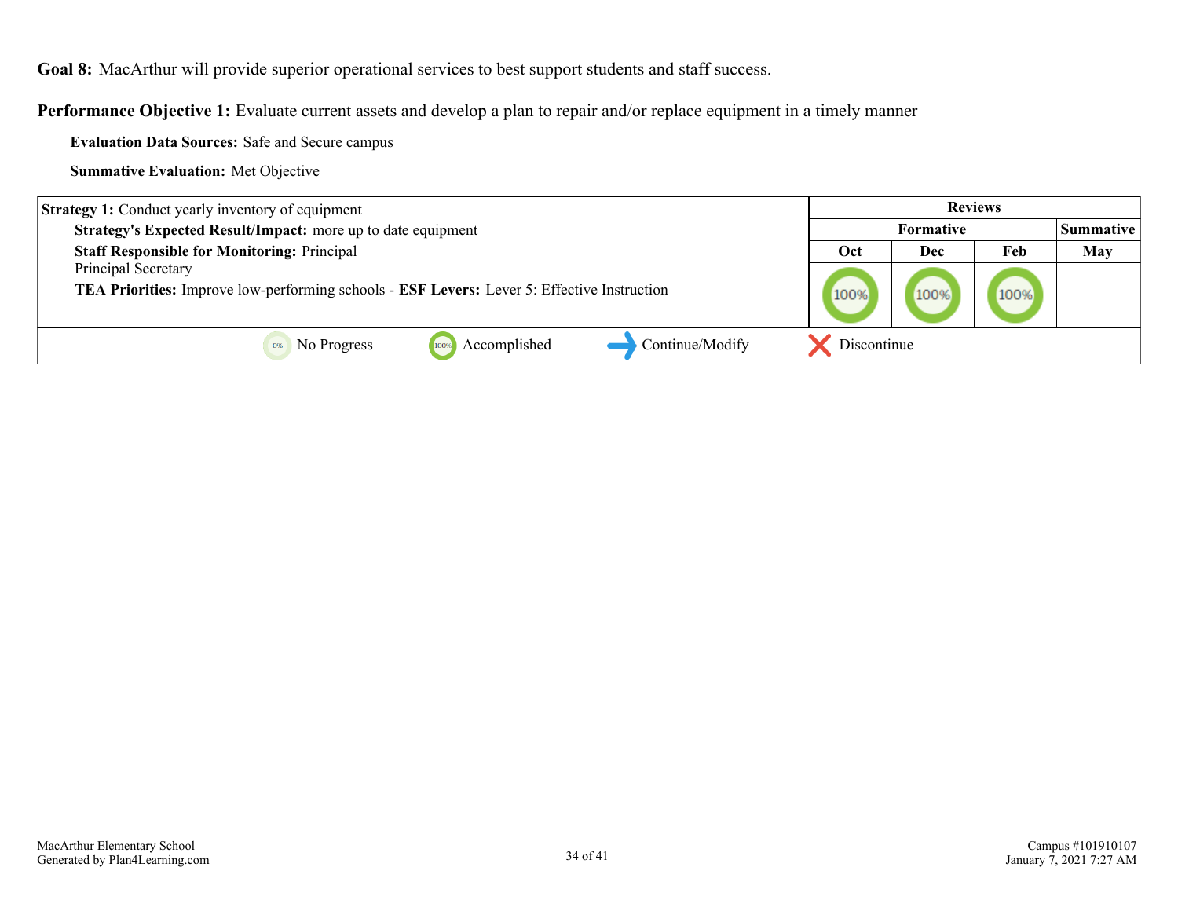**Goal 8:** MacArthur will provide superior operational services to best support students and staff success.

**Performance Objective 1:** Evaluate current assets and develop a plan to repair and/or replace equipment in a timely manner

**Evaluation Data Sources:** Safe and Secure campus

**Summative Evaluation:** Met Objective

| Strategy 1 | Reviews | | | |
|---|---|---|---|---|
| | Formative | | | Summative |
| | Oct | Dec | Feb | May |
| **Strategy 1:** Conduct yearly inventory of equipment<br>**Strategy's Expected Result/Impact:** more up to date equipment<br>**Staff Responsible for Monitoring:** Principal<br>Principal Secretary<br>**TEA Priorities:** Improve low-performing schools - **ESF Levers:** Lever 5: Effective Instruction | 100% | 100% | 100% | |

0% No Progress | 100% Accomplished | Continue/Modify | Discontinue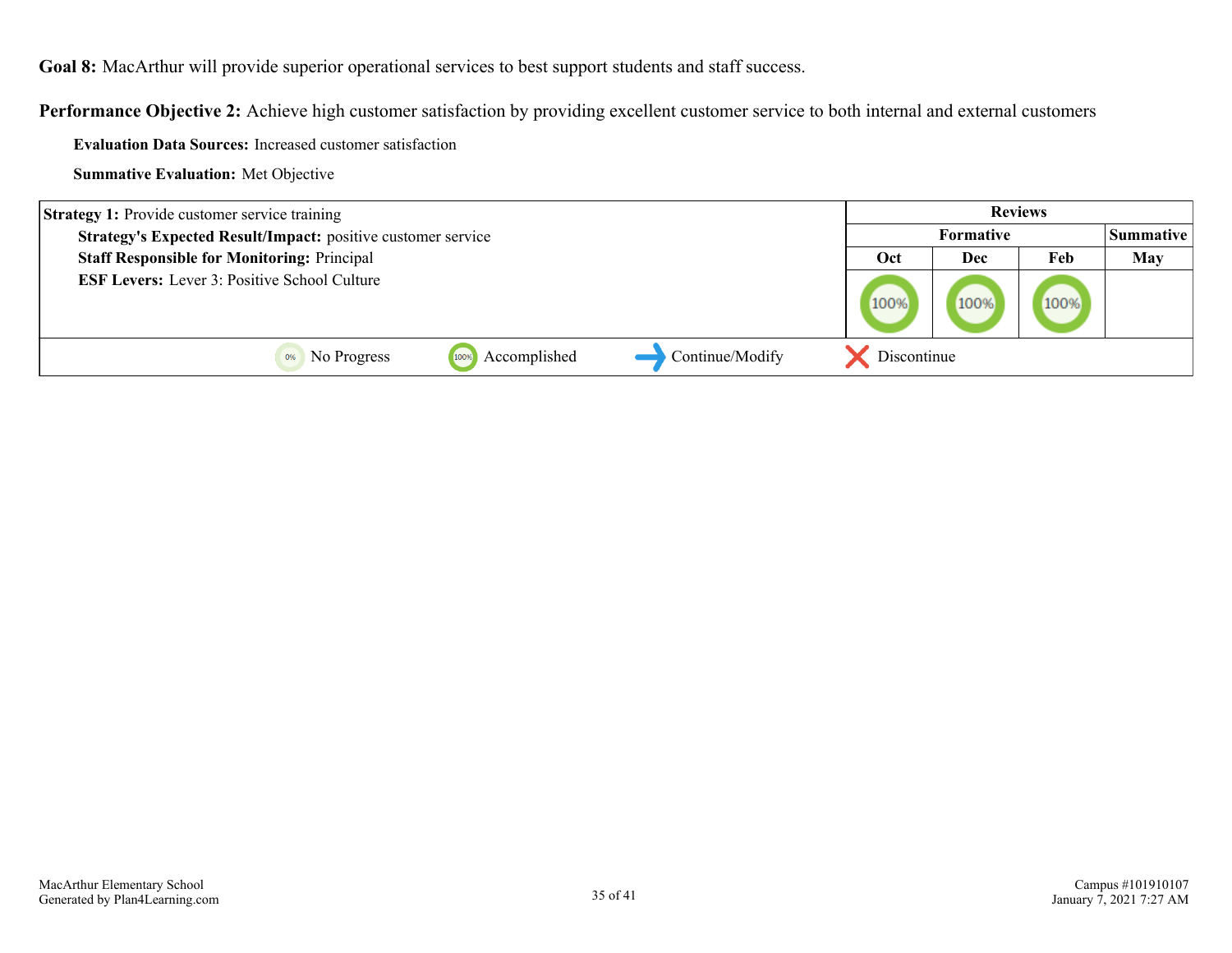**Goal 8:** MacArthur will provide superior operational services to best support students and staff success.

**Performance Objective 2:** Achieve high customer satisfaction by providing excellent customer service to both internal and external customers

**Evaluation Data Sources:** Increased customer satisfaction

**Summative Evaluation:** Met Objective

| Strategy 1 | Reviews | | | |
|---|---|---|---|---|
| | Formative | | | Summative |
| | Oct | Dec | Feb | May |
| **Strategy 1:** Provide customer service training<br>**Strategy's Expected Result/Impact:** positive customer service<br>**Staff Responsible for Monitoring:** Principal<br>**ESF Levers:** Lever 3: Positive School Culture | 100% | 100% | 100% | |

0% No Progress | 100% Accomplished | Continue/Modify | Discontinue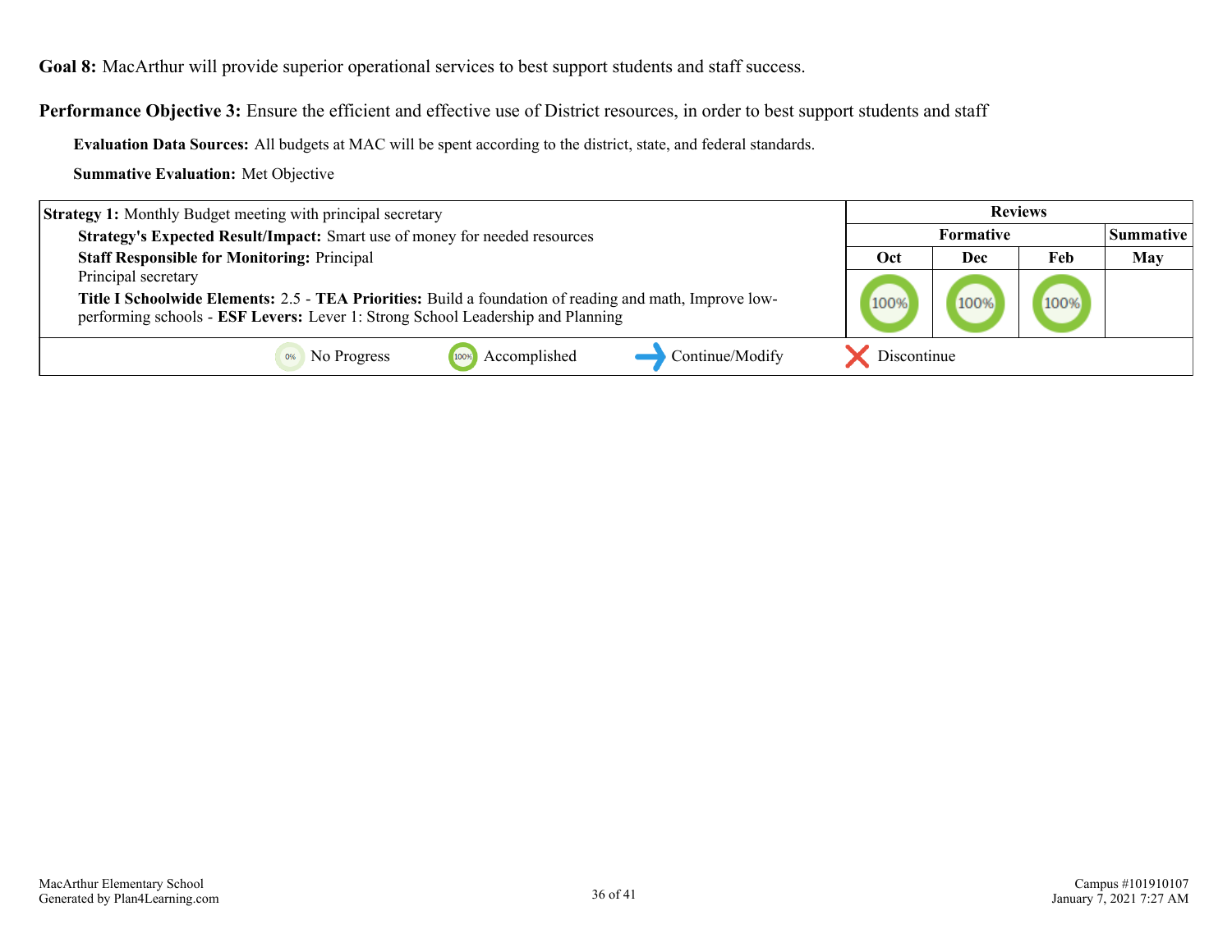**Goal 8:** MacArthur will provide superior operational services to best support students and staff success.

**Performance Objective 3:** Ensure the efficient and effective use of District resources, in order to best support students and staff

**Evaluation Data Sources:** All budgets at MAC will be spent according to the district, state, and federal standards.

**Summative Evaluation:** Met Objective

| Strategy 1 Details | Reviews | | | |
|---|---|---|---|---|
| | Formative | | | Summative |
| | Oct | Dec | Feb | May |
| **Strategy 1:** Monthly Budget meeting with principal secretary<br>**Strategy's Expected Result/Impact:** Smart use of money for needed resources<br>**Staff Responsible for Monitoring:** Principal<br>Principal secretary<br>**Title I Schoolwide Elements:** 2.5 - **TEA Priorities:** Build a foundation of reading and math, Improve low-performing schools - **ESF Levers:** Lever 1: Strong School Leadership and Planning | 100% | 100% | 100% | |
| 0% No Progress &nbsp; 100% Accomplished &nbsp; Continue/Modify &nbsp; Discontinue | | | | |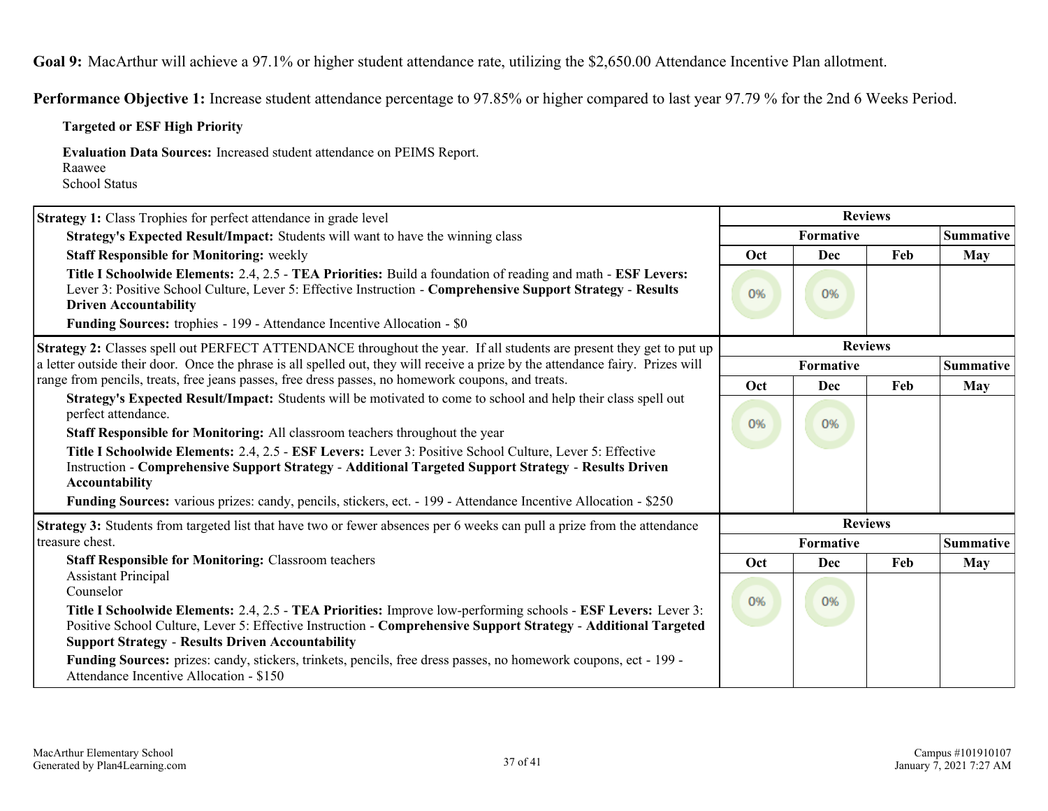**Goal 9:** MacArthur will achieve a 97.1% or higher student attendance rate, utilizing the $2,650.00 Attendance Incentive Plan allotment.

**Performance Objective 1:** Increase student attendance percentage to 97.85% or higher compared to last year 97.79 % for the 2nd 6 Weeks Period.

**Targeted or ESF High Priority**

**Evaluation Data Sources:** Increased student attendance on PEIMS Report.
Raawee
School Status

| Strategy 1: Class Trophies for perfect attendance in grade level | Reviews | | | |
|---|---|---|---|---|
| | Formative | | | Summative |
| | Oct | Dec | Feb | May |
| **Strategy's Expected Result/Impact:** Students will want to have the winning class<br>**Staff Responsible for Monitoring:** weekly<br>**Title I Schoolwide Elements:** 2.4, 2.5 - **TEA Priorities:** Build a foundation of reading and math - **ESF Levers:** Lever 3: Positive School Culture, Lever 5: Effective Instruction - **Comprehensive Support Strategy** - **Results Driven Accountability**<br>**Funding Sources:** trophies - 199 - Attendance Incentive Allocation - $0 | 0% | 0% | | |

| Strategy 2: Classes spell out PERFECT ATTENDANCE throughout the year. If all students are present they get to put up a letter outside their door. Once the phrase is all spelled out, they will receive a prize by the attendance fairy. Prizes will range from pencils, treats, free jeans passes, free dress passes, no homework coupons, and treats. | Reviews | | | |
|---|---|---|---|---|
| | Formative | | | Summative |
| | Oct | Dec | Feb | May |
| **Strategy's Expected Result/Impact:** Students will be motivated to come to school and help their class spell out perfect attendance.<br>**Staff Responsible for Monitoring:** All classroom teachers throughout the year<br>**Title I Schoolwide Elements:** 2.4, 2.5 - **ESF Levers:** Lever 3: Positive School Culture, Lever 5: Effective Instruction - **Comprehensive Support Strategy** - **Additional Targeted Support Strategy** - **Results Driven Accountability**<br>**Funding Sources:** various prizes: candy, pencils, stickers, ect. - 199 - Attendance Incentive Allocation - $250 | 0% | 0% | | |

| Strategy 3: Students from targeted list that have two or fewer absences per 6 weeks can pull a prize from the attendance treasure chest. | Reviews | | | |
|---|---|---|---|---|
| | Formative | | | Summative |
| | Oct | Dec | Feb | May |
| **Staff Responsible for Monitoring:** Classroom teachers<br>Assistant Principal<br>Counselor<br>**Title I Schoolwide Elements:** 2.4, 2.5 - **TEA Priorities:** Improve low-performing schools - **ESF Levers:** Lever 3: Positive School Culture, Lever 5: Effective Instruction - **Comprehensive Support Strategy** - **Additional Targeted Support Strategy** - **Results Driven Accountability**<br>**Funding Sources:** prizes: candy, stickers, trinkets, pencils, free dress passes, no homework coupons, ect - 199 - Attendance Incentive Allocation - $150 | 0% | 0% | | |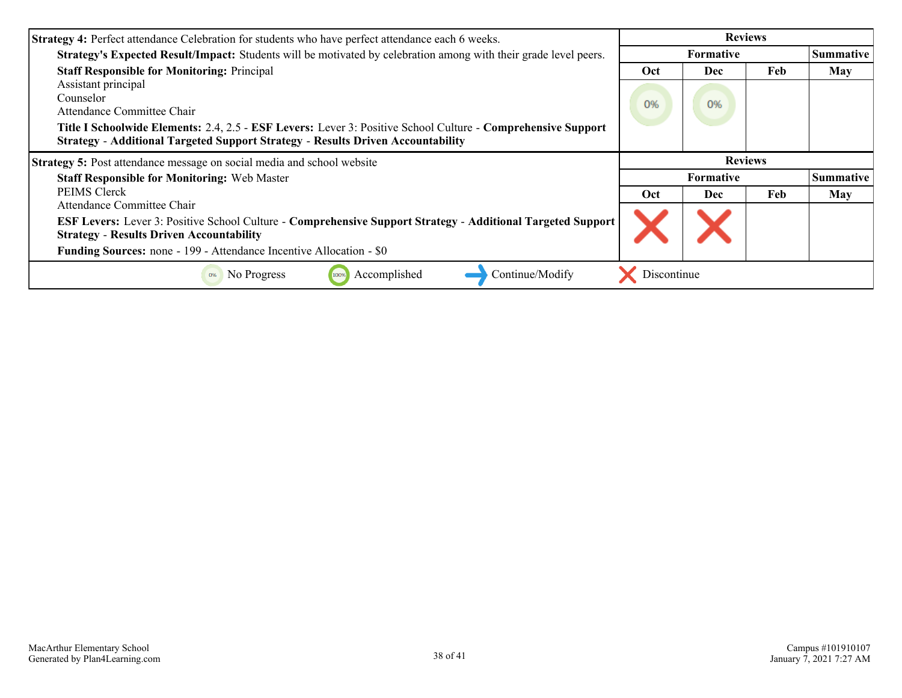| **Strategy 4:** Perfect attendance Celebration for students who have perfect attendance each 6 weeks. | Reviews | | | |
|---|---|---|---|---|
| **Strategy's Expected Result/Impact:** Students will be motivated by celebration among with their grade level peers. | Formative | | | Summative |
| **Staff Responsible for Monitoring:** Principal<br>Assistant principal<br>Counselor<br>Attendance Committee Chair | Oct | Dec | Feb | May |
| **Title I Schoolwide Elements:** 2.4, 2.5 - **ESF Levers:** Lever 3: Positive School Culture - **Comprehensive Support Strategy** - **Additional Targeted Support Strategy** - **Results Driven Accountability** | 0% | 0% | | |

| **Strategy 5:** Post attendance message on social media and school website | Reviews | | | |
|---|---|---|---|---|
| | Formative | | | Summative |
| **Staff Responsible for Monitoring:** Web Master<br>PEIMS Clerck<br>Attendance Committee Chair | Oct | Dec | Feb | May |
| **ESF Levers:** Lever 3: Positive School Culture - **Comprehensive Support Strategy** - **Additional Targeted Support Strategy** - **Results Driven Accountability**<br>**Funding Sources:** none - 199 - Attendance Incentive Allocation - $0 | X (Discontinue) | X (Discontinue) | | |

0% No Progress | 100% Accomplished | → Continue/Modify | X Discontinue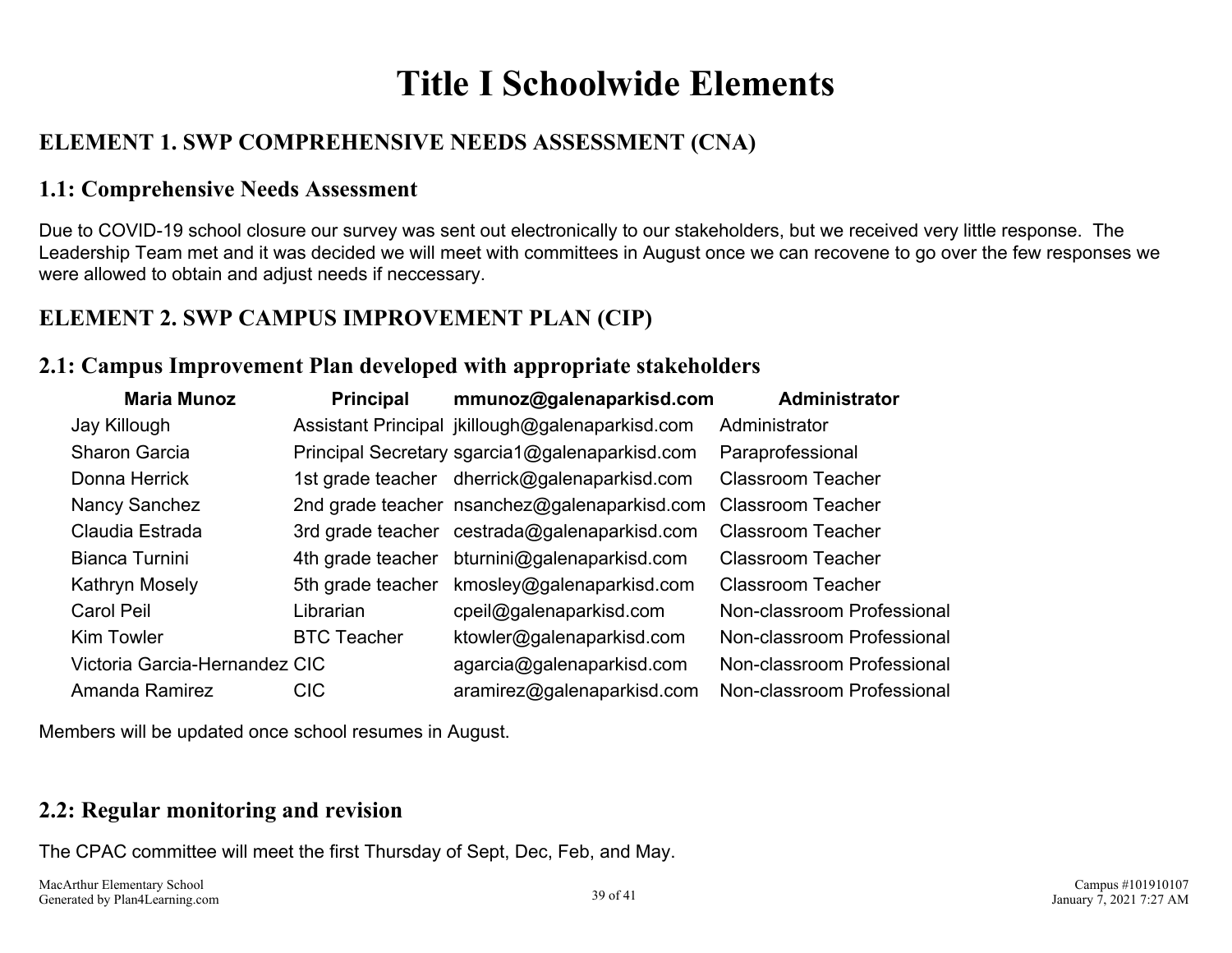# Title I Schoolwide Elements

## ELEMENT 1. SWP COMPREHENSIVE NEEDS ASSESSMENT (CNA)

### 1.1: Comprehensive Needs Assessment

Due to COVID-19 school closure our survey was sent out electronically to our stakeholders, but we received very little response. The Leadership Team met and it was decided we will meet with committees in August once we can recovene to go over the few responses we were allowed to obtain and adjust needs if neccessary.

## ELEMENT 2. SWP CAMPUS IMPROVEMENT PLAN (CIP)

### 2.1: Campus Improvement Plan developed with appropriate stakeholders

| Maria Munoz | Principal | mmunoz@galenaparkisd.com | Administrator |
|---|---|---|---|
| Jay Killough | Assistant Principal | jkillough@galenaparkisd.com | Administrator |
| Sharon Garcia | Principal Secretary | sgarcia1@galenaparkisd.com | Paraprofessional |
| Donna Herrick | 1st grade teacher | dherrick@galenaparkisd.com | Classroom Teacher |
| Nancy Sanchez | 2nd grade teacher | nsanchez@galenaparkisd.com | Classroom Teacher |
| Claudia Estrada | 3rd grade teacher | cestrada@galenaparkisd.com | Classroom Teacher |
| Bianca Turnini | 4th grade teacher | bturnini@galenaparkisd.com | Classroom Teacher |
| Kathryn Mosely | 5th grade teacher | kmosley@galenaparkisd.com | Classroom Teacher |
| Carol Peil | Librarian | cpeil@galenaparkisd.com | Non-classroom Professional |
| Kim Towler | BTC Teacher | ktowler@galenaparkisd.com | Non-classroom Professional |
| Victoria Garcia-Hernandez | CIC | agarcia@galenaparkisd.com | Non-classroom Professional |
| Amanda Ramirez | CIC | aramirez@galenaparkisd.com | Non-classroom Professional |

Members will be updated once school resumes in August.

### 2.2: Regular monitoring and revision

The CPAC committee will meet the first Thursday of Sept, Dec, Feb, and May.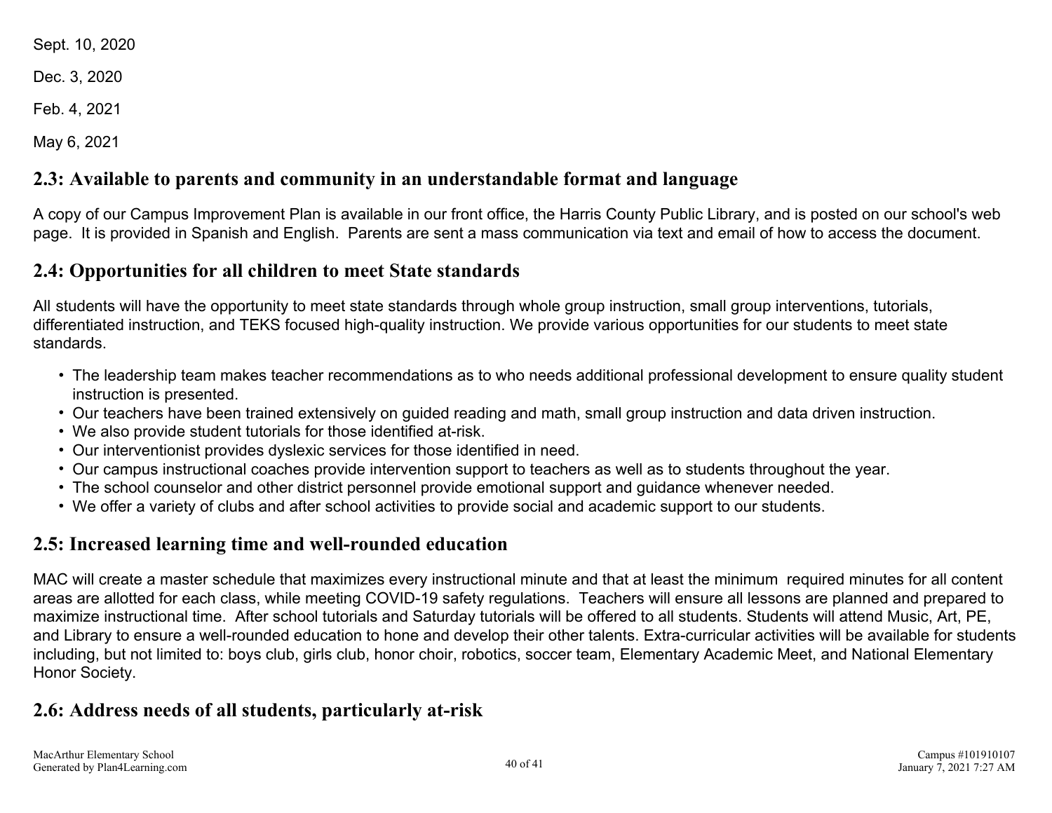Sept. 10, 2020

Dec. 3, 2020

Feb. 4, 2021

May 6, 2021

## 2.3: Available to parents and community in an understandable format and language

A copy of our Campus Improvement Plan is available in our front office, the Harris County Public Library, and is posted on our school's web page. It is provided in Spanish and English. Parents are sent a mass communication via text and email of how to access the document.

## 2.4: Opportunities for all children to meet State standards

All students will have the opportunity to meet state standards through whole group instruction, small group interventions, tutorials, differentiated instruction, and TEKS focused high-quality instruction. We provide various opportunities for our students to meet state standards.

- The leadership team makes teacher recommendations as to who needs additional professional development to ensure quality student instruction is presented.
- Our teachers have been trained extensively on guided reading and math, small group instruction and data driven instruction.
- We also provide student tutorials for those identified at-risk.
- Our interventionist provides dyslexic services for those identified in need.
- Our campus instructional coaches provide intervention support to teachers as well as to students throughout the year.
- The school counselor and other district personnel provide emotional support and guidance whenever needed.
- We offer a variety of clubs and after school activities to provide social and academic support to our students.

## 2.5: Increased learning time and well-rounded education

MAC will create a master schedule that maximizes every instructional minute and that at least the minimum required minutes for all content areas are allotted for each class, while meeting COVID-19 safety regulations. Teachers will ensure all lessons are planned and prepared to maximize instructional time. After school tutorials and Saturday tutorials will be offered to all students. Students will attend Music, Art, PE, and Library to ensure a well-rounded education to hone and develop their other talents. Extra-curricular activities will be available for students including, but not limited to: boys club, girls club, honor choir, robotics, soccer team, Elementary Academic Meet, and National Elementary Honor Society.

## 2.6: Address needs of all students, particularly at-risk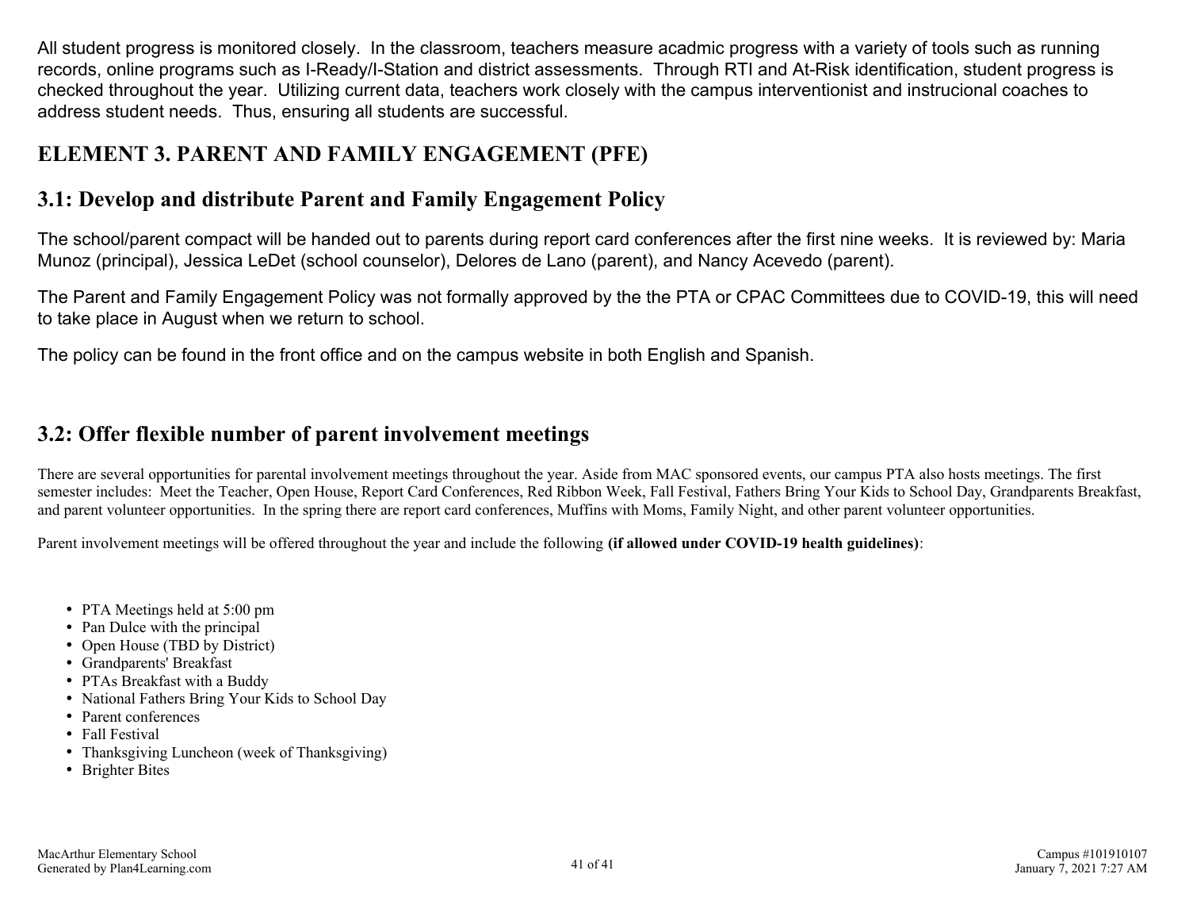All student progress is monitored closely. In the classroom, teachers measure acadmic progress with a variety of tools such as running records, online programs such as I-Ready/I-Station and district assessments. Through RTI and At-Risk identification, student progress is checked throughout the year. Utilizing current data, teachers work closely with the campus interventionist and instrucional coaches to address student needs. Thus, ensuring all students are successful.

## ELEMENT 3. PARENT AND FAMILY ENGAGEMENT (PFE)

### 3.1: Develop and distribute Parent and Family Engagement Policy

The school/parent compact will be handed out to parents during report card conferences after the first nine weeks. It is reviewed by: Maria Munoz (principal), Jessica LeDet (school counselor), Delores de Lano (parent), and Nancy Acevedo (parent).

The Parent and Family Engagement Policy was not formally approved by the the PTA or CPAC Committees due to COVID-19, this will need to take place in August when we return to school.

The policy can be found in the front office and on the campus website in both English and Spanish.

### 3.2: Offer flexible number of parent involvement meetings

There are several opportunities for parental involvement meetings throughout the year. Aside from MAC sponsored events, our campus PTA also hosts meetings. The first semester includes: Meet the Teacher, Open House, Report Card Conferences, Red Ribbon Week, Fall Festival, Fathers Bring Your Kids to School Day, Grandparents Breakfast, and parent volunteer opportunities. In the spring there are report card conferences, Muffins with Moms, Family Night, and other parent volunteer opportunities.

Parent involvement meetings will be offered throughout the year and include the following **(if allowed under COVID-19 health guidelines)**:

- PTA Meetings held at 5:00 pm
- Pan Dulce with the principal
- Open House (TBD by District)
- Grandparents' Breakfast
- PTAs Breakfast with a Buddy
- National Fathers Bring Your Kids to School Day
- Parent conferences
- Fall Festival
- Thanksgiving Luncheon (week of Thanksgiving)
- Brighter Bites